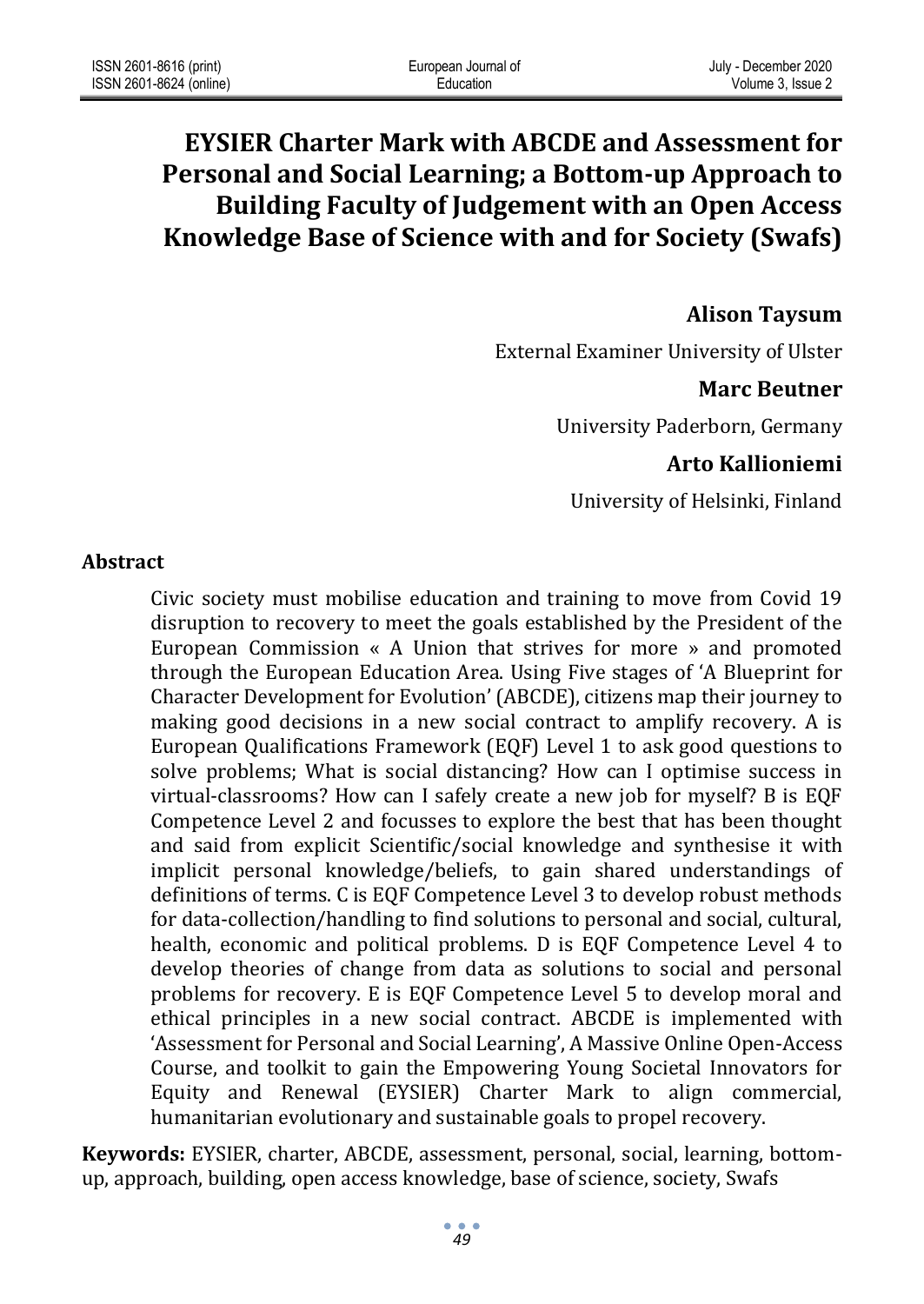# EYSIER Charter Mark with ABCDE and Assessment for Personal and Social Learning; a Bottom-up Approach to Building Faculty of Judgement with an Open Access Knowledge Base of Science with and for Society (Swafs)

**Alison Taysum**

External Examiner University of Ulster

**Marc Beutner**

University Paderborn, Germany

**Arto Kallioniemi**

University of Helsinki, Finland

## Abstract

Civic society must mobilise education and training to move from Covid 19 disruption to recovery to meet the goals established by the President of the European Commission « A Union that strives for more » and promoted through the European Education Area. Using Five stages of 'A Blueprint for Character Development for Evolution' (ABCDE), citizens map their journey to making good decisions in a new social contract to amplify recovery. A is European Qualifications Framework (EQF) Level 1 to ask good questions to solve problems; What is social distancing? How can I optimise success in virtual-classrooms? How can I safely create a new job for myself? B is EQF Competence Level 2 and focusses to explore the best that has been thought and said from explicit Scientific/social knowledge and synthesise it with implicit personal knowledge/beliefs, to gain shared understandings of definitions of terms. C is EQF Competence Level 3 to develop robust methods for data-collection/handling to find solutions to personal and social, cultural, health, economic and political problems. D is EQF Competence Level 4 to develop theories of change from data as solutions to social and personal problems for recovery. E is EQF Competence Level 5 to develop moral and ethical principles in a new social contract. ABCDE is implemented with 'Assessment for Personal and Social Learning', A Massive Online Open-Access Course, and toolkit to gain the Empowering Young Societal Innovators for Equity and Renewal (EYSIER) Charter Mark to align commercial, humanitarian evolutionary and sustainable goals to propel recovery.

**Keywords:** EYSIER, charter, ABCDE, assessment, personal, social, learning, bottom-up, approach, building, open access knowledge, base of science, society, Swafs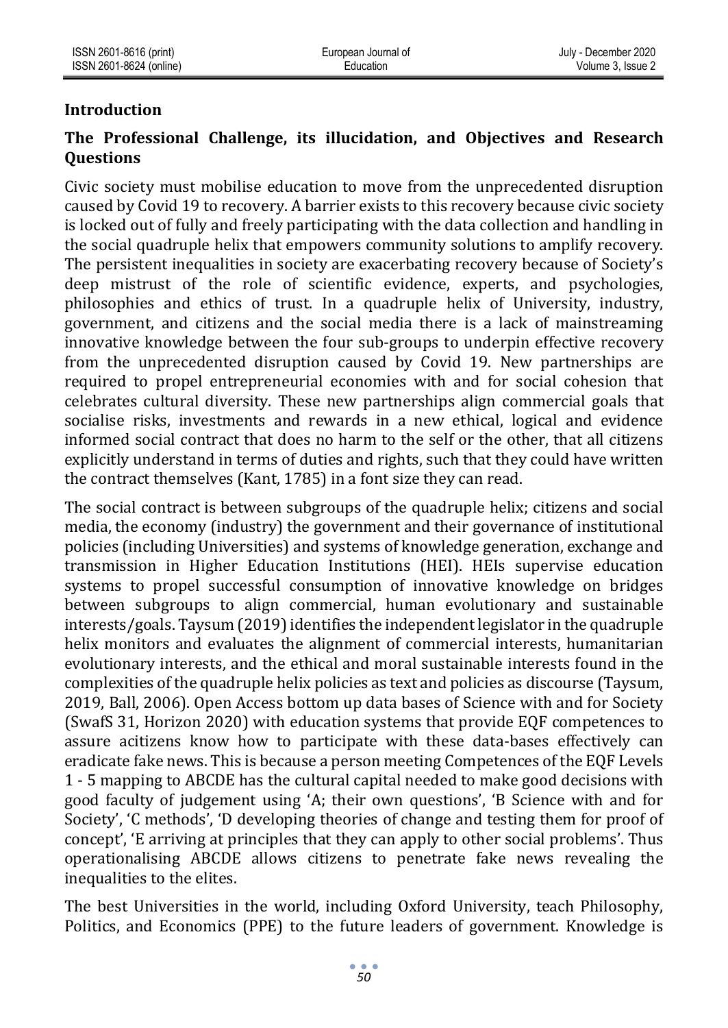## Introduction

### The Professional Challenge, its illucidation, and Objectives and Research Questions

Civic society must mobilise education to move from the unprecedented disruption caused by Covid 19 to recovery. A barrier exists to this recovery because civic society is locked out of fully and freely participating with the data collection and handling in the social quadruple helix that empowers community solutions to amplify recovery. The persistent inequalities in society are exacerbating recovery because of Society's deep mistrust of the role of scientific evidence, experts, and psychologies, philosophies and ethics of trust. In a quadruple helix of University, industry, government, and citizens and the social media there is a lack of mainstreaming innovative knowledge between the four sub-groups to underpin effective recovery from the unprecedented disruption caused by Covid 19. New partnerships are required to propel entrepreneurial economies with and for social cohesion that celebrates cultural diversity. These new partnerships align commercial goals that socialise risks, investments and rewards in a new ethical, logical and evidence informed social contract that does no harm to the self or the other, that all citizens explicitly understand in terms of duties and rights, such that they could have written the contract themselves (Kant, 1785) in a font size they can read.

The social contract is between subgroups of the quadruple helix; citizens and social media, the economy (industry) the government and their governance of institutional policies (including Universities) and systems of knowledge generation, exchange and transmission in Higher Education Institutions (HEI). HEIs supervise education systems to propel successful consumption of innovative knowledge on bridges between subgroups to align commercial, human evolutionary and sustainable interests/goals. Taysum (2019) identifies the independent legislator in the quadruple helix monitors and evaluates the alignment of commercial interests, humanitarian evolutionary interests, and the ethical and moral sustainable interests found in the complexities of the quadruple helix policies as text and policies as discourse (Taysum, 2019, Ball, 2006). Open Access bottom up data bases of Science with and for Society (SwafS 31, Horizon 2020) with education systems that provide EQF competences to assure acitizens know how to participate with these data-bases effectively can eradicate fake news. This is because a person meeting Competences of the EQF Levels 1 - 5 mapping to ABCDE has the cultural capital needed to make good decisions with good faculty of judgement using 'A; their own questions', 'B Science with and for Society', 'C methods', 'D developing theories of change and testing them for proof of concept', 'E arriving at principles that they can apply to other social problems'. Thus operationalising ABCDE allows citizens to penetrate fake news revealing the inequalities to the elites.

The best Universities in the world, including Oxford University, teach Philosophy, Politics, and Economics (PPE) to the future leaders of government. Knowledge is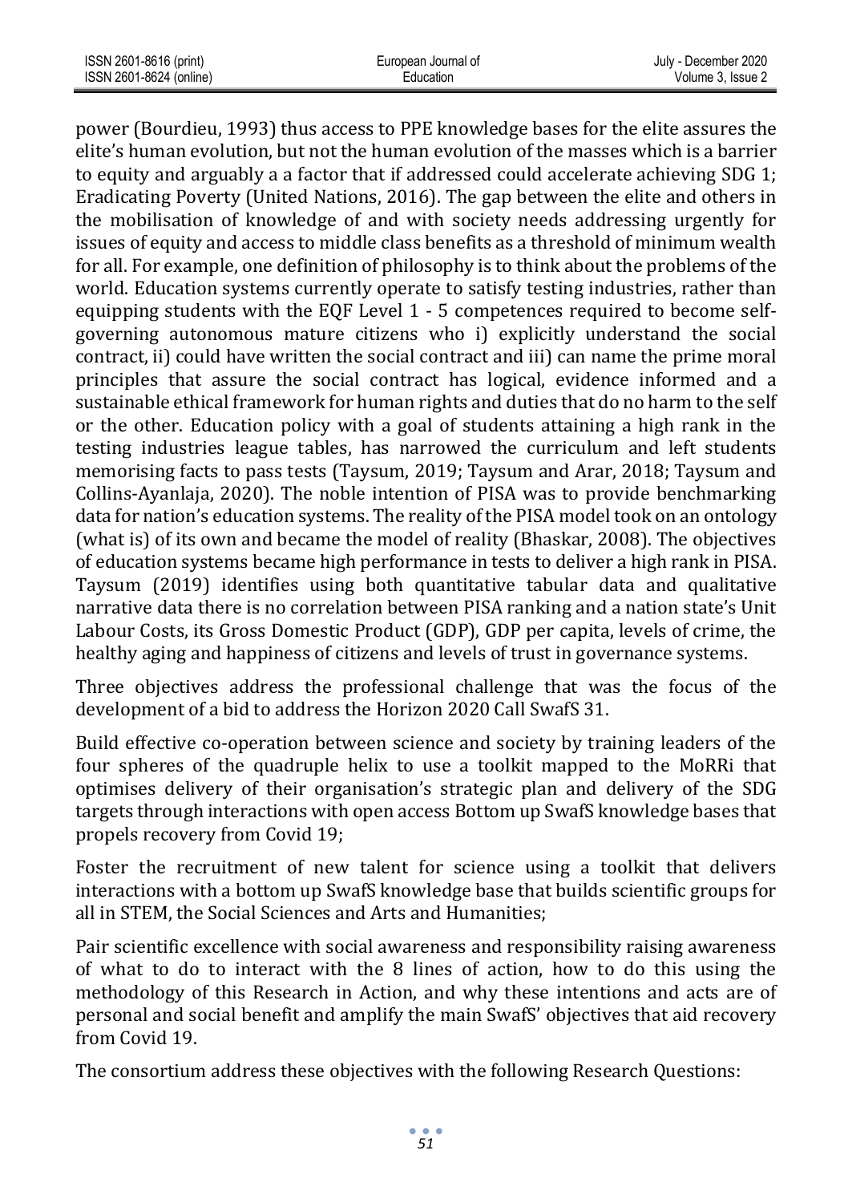power (Bourdieu, 1993) thus access to PPE knowledge bases for the elite assures the elite's human evolution, but not the human evolution of the masses which is a barrier to equity and arguably a a factor that if addressed could accelerate achieving SDG 1; Eradicating Poverty (United Nations, 2016). The gap between the elite and others in the mobilisation of knowledge of and with society needs addressing urgently for issues of equity and access to middle class benefits as a threshold of minimum wealth for all. For example, one definition of philosophy is to think about the problems of the world. Education systems currently operate to satisfy testing industries, rather than equipping students with the EQF Level 1 - 5 competences required to become self-governing autonomous mature citizens who i) explicitly understand the social contract, ii) could have written the social contract and iii) can name the prime moral principles that assure the social contract has logical, evidence informed and a sustainable ethical framework for human rights and duties that do no harm to the self or the other. Education policy with a goal of students attaining a high rank in the testing industries league tables, has narrowed the curriculum and left students memorising facts to pass tests (Taysum, 2019; Taysum and Arar, 2018; Taysum and Collins-Ayanlaja, 2020). The noble intention of PISA was to provide benchmarking data for nation's education systems. The reality of the PISA model took on an ontology (what is) of its own and became the model of reality (Bhaskar, 2008). The objectives of education systems became high performance in tests to deliver a high rank in PISA. Taysum (2019) identifies using both quantitative tabular data and qualitative narrative data there is no correlation between PISA ranking and a nation state's Unit Labour Costs, its Gross Domestic Product (GDP), GDP per capita, levels of crime, the healthy aging and happiness of citizens and levels of trust in governance systems.

Three objectives address the professional challenge that was the focus of the development of a bid to address the Horizon 2020 Call SwafS 31.

Build effective co-operation between science and society by training leaders of the four spheres of the quadruple helix to use a toolkit mapped to the MoRRi that optimises delivery of their organisation's strategic plan and delivery of the SDG targets through interactions with open access Bottom up SwafS knowledge bases that propels recovery from Covid 19;

Foster the recruitment of new talent for science using a toolkit that delivers interactions with a bottom up SwafS knowledge base that builds scientific groups for all in STEM, the Social Sciences and Arts and Humanities;

Pair scientific excellence with social awareness and responsibility raising awareness of what to do to interact with the 8 lines of action, how to do this using the methodology of this Research in Action, and why these intentions and acts are of personal and social benefit and amplify the main SwafS' objectives that aid recovery from Covid 19.

The consortium address these objectives with the following Research Questions: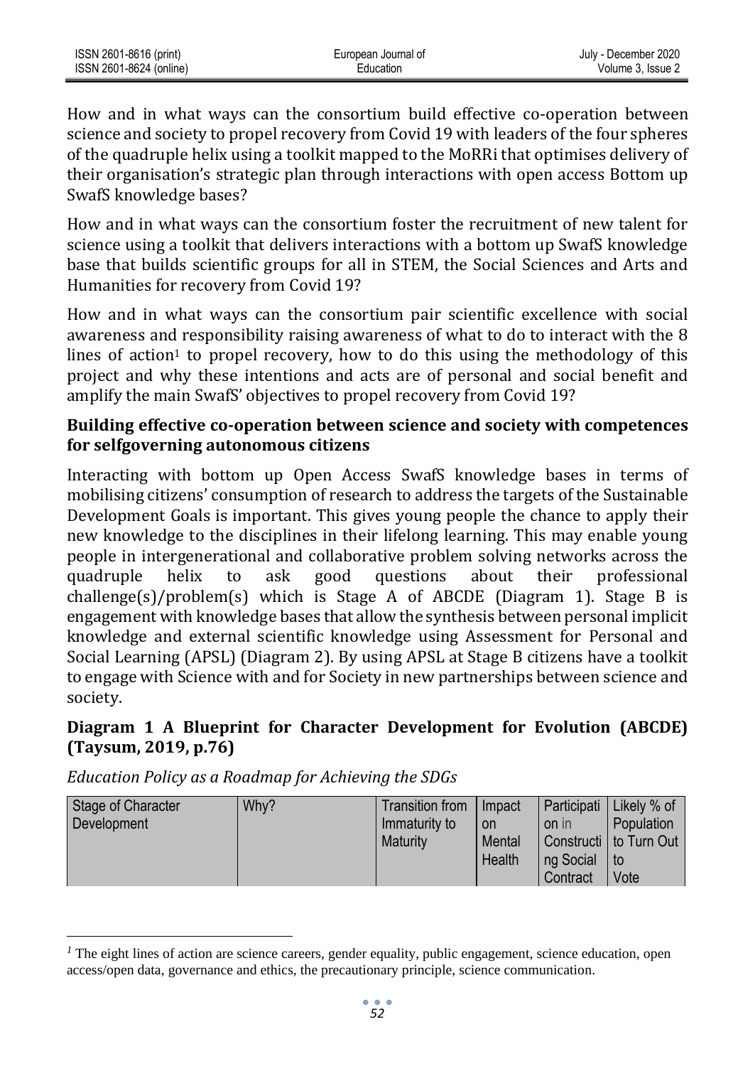How and in what ways can the consortium build effective co-operation between science and society to propel recovery from Covid 19 with leaders of the four spheres of the quadruple helix using a toolkit mapped to the MoRRi that optimises delivery of their organisation's strategic plan through interactions with open access Bottom up SwafS knowledge bases?

How and in what ways can the consortium foster the recruitment of new talent for science using a toolkit that delivers interactions with a bottom up SwafS knowledge base that builds scientific groups for all in STEM, the Social Sciences and Arts and Humanities for recovery from Covid 19?

How and in what ways can the consortium pair scientific excellence with social awareness and responsibility raising awareness of what to do to interact with the 8 lines of action[1] to propel recovery, how to do this using the methodology of this project and why these intentions and acts are of personal and social benefit and amplify the main SwafS' objectives to propel recovery from Covid 19?

### Building effective co-operation between science and society with competences for selfgoverning autonomous citizens

Interacting with bottom up Open Access SwafS knowledge bases in terms of mobilising citizens' consumption of research to address the targets of the Sustainable Development Goals is important. This gives young people the chance to apply their new knowledge to the disciplines in their lifelong learning. This may enable young people in intergenerational and collaborative problem solving networks across the quadruple helix to ask good questions about their professional challenge(s)/problem(s) which is Stage A of ABCDE (Diagram 1). Stage B is engagement with knowledge bases that allow the synthesis between personal implicit knowledge and external scientific knowledge using Assessment for Personal and Social Learning (APSL) (Diagram 2). By using APSL at Stage B citizens have a toolkit to engage with Science with and for Society in new partnerships between science and society.

### Diagram 1 A Blueprint for Character Development for Evolution (ABCDE) (Taysum, 2019, p.76)

*Education Policy as a Roadmap for Achieving the SDGs*

| Stage of Character Development | Why? | Transition from Immaturity to Maturity | Impact on Mental Health | Participation in Constructing Social Contract | Likely % of Population to Turn Out to Vote |
|---|---|---|---|---|---|

[1] The eight lines of action are science careers, gender equality, public engagement, science education, open access/open data, governance and ethics, the precautionary principle, science communication.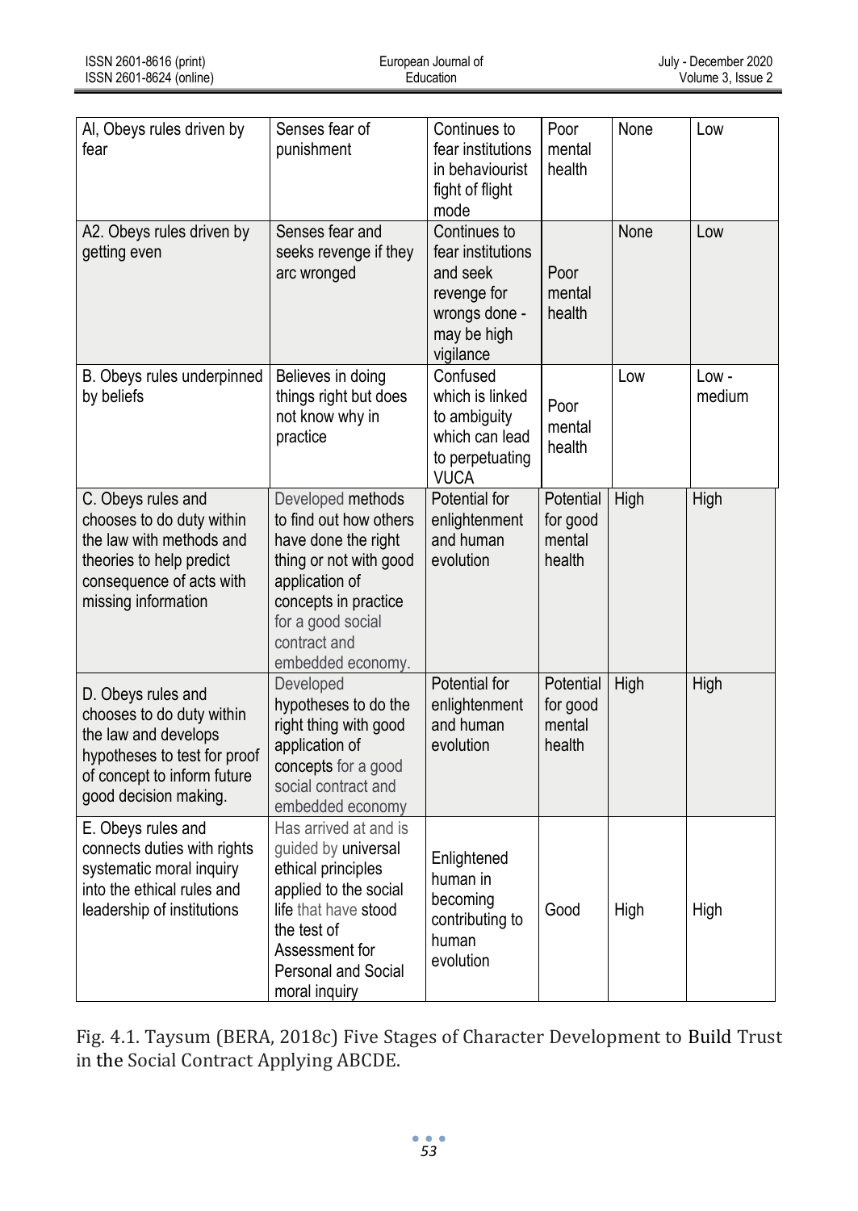| AI, Obeys rules driven by fear | Senses fear of punishment | Continues to fear institutions in behaviourist fight of flight mode | Poor mental health | None | Low |
|---|---|---|---|---|---|
| A2. Obeys rules driven by getting even | Senses fear and seeks revenge if they arc wronged | Continues to fear institutions and seek revenge for wrongs done - may be high vigilance | Poor mental health | None | Low |
| B. Obeys rules underpinned by beliefs | Believes in doing things right but does not know why in practice | Confused which is linked to ambiguity which can lead to perpetuating VUCA | Poor mental health | Low | Low - medium |
| C. Obeys rules and chooses to do duty within the law with methods and theories to help predict consequence of acts with missing information | Developed methods to find out how others have done the right thing or not with good application of concepts in practice for a good social contract and embedded economy. | Potential for enlightenment and human evolution | Potential for good mental health | High | High |
| D. Obeys rules and chooses to do duty within the law and develops hypotheses to test for proof of concept to inform future good decision making. | Developed hypotheses to do the right thing with good application of concepts for a good social contract and embedded economy | Potential for enlightenment and human evolution | Potential for good mental health | High | High |
| E. Obeys rules and connects duties with rights systematic moral inquiry into the ethical rules and leadership of institutions | Has arrived at and is guided by universal ethical principles applied to the social life that have stood the test of Assessment for Personal and Social moral inquiry | Enlightened human in becoming contributing to human evolution | Good | High | High |

Fig. 4.1. Taysum (BERA, 2018c) Five Stages of Character Development to Build Trust in the Social Contract Applying ABCDE.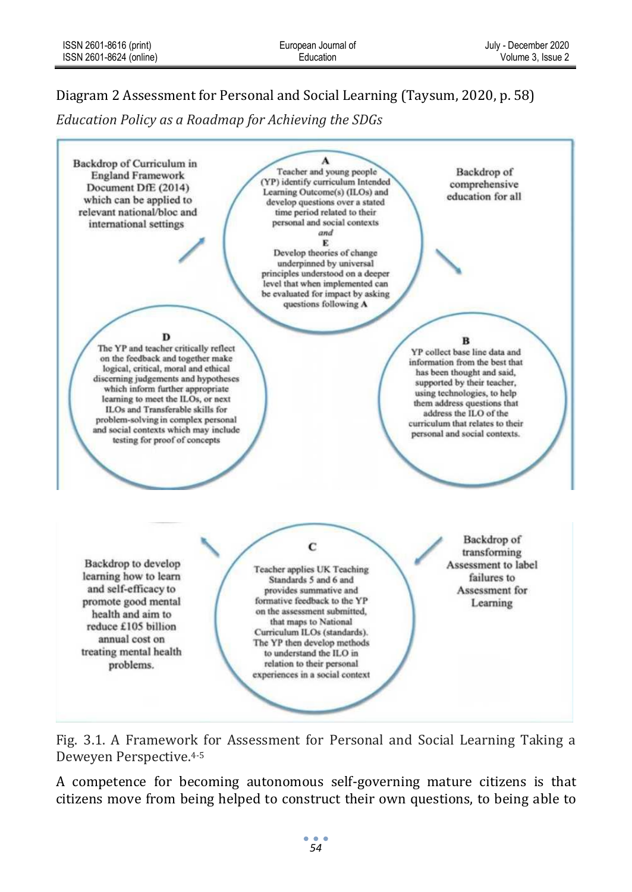Diagram 2 Assessment for Personal and Social Learning (Taysum, 2020, p. 58)

*Education Policy as a Roadmap for Achieving the SDGs*

Backdrop of Curriculum in England Framework Document DfE (2014) which can be applied to relevant national/bloc and international settings

**A**

Teacher and young people (YP) identify curriculum Intended Learning Outcome(s) (ILOs) and develop questions over a stated time period related to their personal and social contexts

*and*

**E**

Develop theories of change underpinned by universal principles understood on a deeper level that when implemented can be evaluated for impact by asking questions following **A**

Backdrop of comprehensive education for all

**D**

The YP and teacher critically reflect on the feedback and together make logical, critical, moral and ethical discerning judgements and hypotheses which inform further appropriate learning to meet the ILOs, or next ILOs and Transferable skills for problem-solving in complex personal and social contexts which may include testing for proof of concepts

**B**

YP collect base line data and information from the best that has been thought and said, supported by their teacher, using technologies, to help them address questions that address the ILO of the curriculum that relates to their personal and social contexts.

Backdrop to develop learning how to learn and self-efficacy to promote good mental health and aim to reduce £105 billion annual cost on treating mental health problems.

**C**

Teacher applies UK Teaching Standards 5 and 6 and provides summative and formative feedback to the YP on the assessment submitted, that maps to National Curriculum ILOs (standards). The YP then develop methods to understand the ILO in relation to their personal experiences in a social context

Backdrop of transforming Assessment to label failures to Assessment for Learning

Fig. 3.1. A Framework for Assessment for Personal and Social Learning Taking a Deweyen Perspective.[4-5]

A competence for becoming autonomous self-governing mature citizens is that citizens move from being helped to construct their own questions, to being able to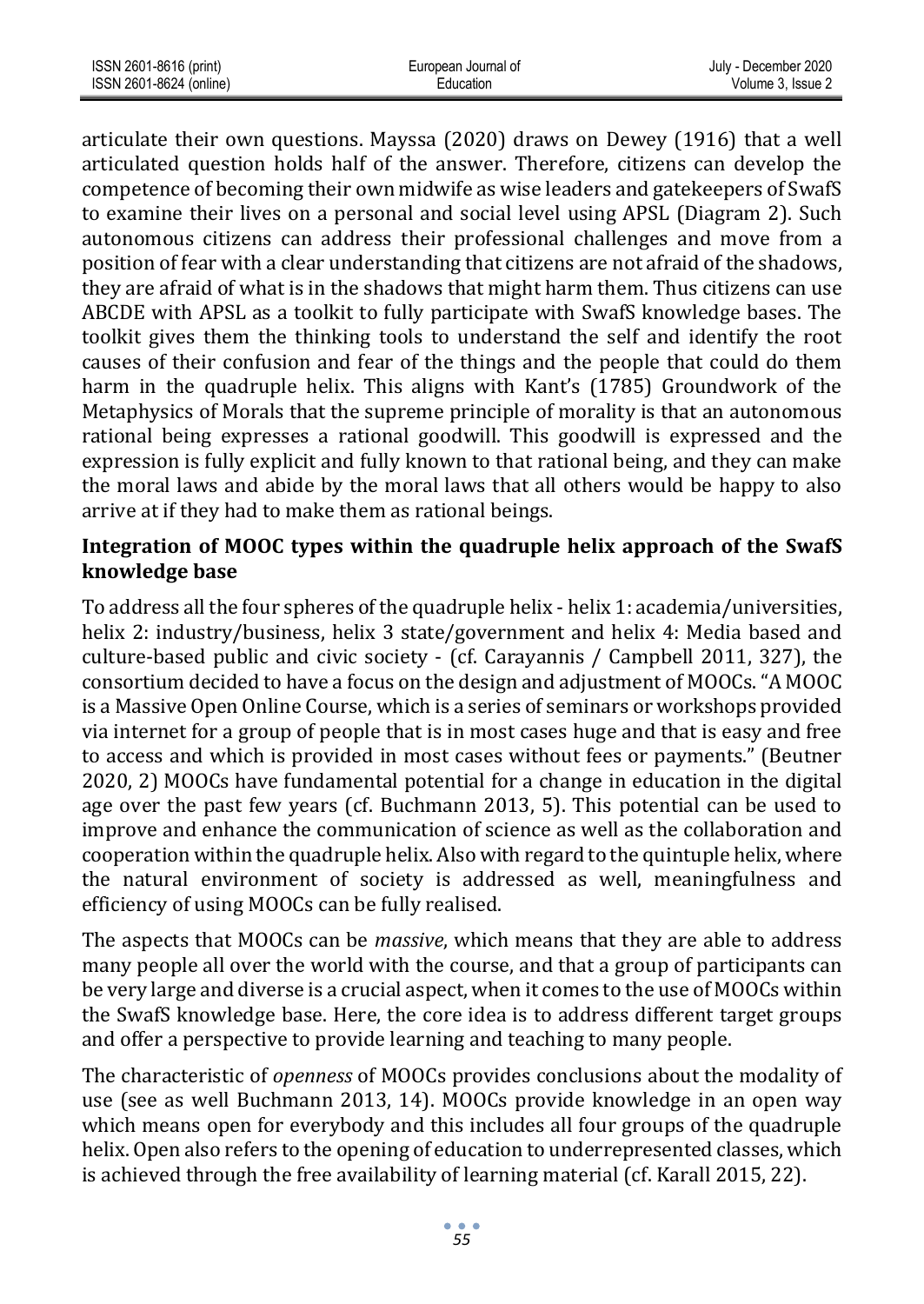articulate their own questions. Mayssa (2020) draws on Dewey (1916) that a well articulated question holds half of the answer. Therefore, citizens can develop the competence of becoming their own midwife as wise leaders and gatekeepers of SwafS to examine their lives on a personal and social level using APSL (Diagram 2). Such autonomous citizens can address their professional challenges and move from a position of fear with a clear understanding that citizens are not afraid of the shadows, they are afraid of what is in the shadows that might harm them. Thus citizens can use ABCDE with APSL as a toolkit to fully participate with SwafS knowledge bases. The toolkit gives them the thinking tools to understand the self and identify the root causes of their confusion and fear of the things and the people that could do them harm in the quadruple helix. This aligns with Kant's (1785) Groundwork of the Metaphysics of Morals that the supreme principle of morality is that an autonomous rational being expresses a rational goodwill. This goodwill is expressed and the expression is fully explicit and fully known to that rational being, and they can make the moral laws and abide by the moral laws that all others would be happy to also arrive at if they had to make them as rational beings.

## Integration of MOOC types within the quadruple helix approach of the SwafS knowledge base

To address all the four spheres of the quadruple helix - helix 1: academia/universities, helix 2: industry/business, helix 3 state/government and helix 4: Media based and culture-based public and civic society - (cf. Carayannis / Campbell 2011, 327), the consortium decided to have a focus on the design and adjustment of MOOCs. "A MOOC is a Massive Open Online Course, which is a series of seminars or workshops provided via internet for a group of people that is in most cases huge and that is easy and free to access and which is provided in most cases without fees or payments." (Beutner 2020, 2) MOOCs have fundamental potential for a change in education in the digital age over the past few years (cf. Buchmann 2013, 5). This potential can be used to improve and enhance the communication of science as well as the collaboration and cooperation within the quadruple helix. Also with regard to the quintuple helix, where the natural environment of society is addressed as well, meaningfulness and efficiency of using MOOCs can be fully realised.

The aspects that MOOCs can be *massive*, which means that they are able to address many people all over the world with the course, and that a group of participants can be very large and diverse is a crucial aspect, when it comes to the use of MOOCs within the SwafS knowledge base. Here, the core idea is to address different target groups and offer a perspective to provide learning and teaching to many people.

The characteristic of *openness* of MOOCs provides conclusions about the modality of use (see as well Buchmann 2013, 14). MOOCs provide knowledge in an open way which means open for everybody and this includes all four groups of the quadruple helix. Open also refers to the opening of education to underrepresented classes, which is achieved through the free availability of learning material (cf. Karall 2015, 22).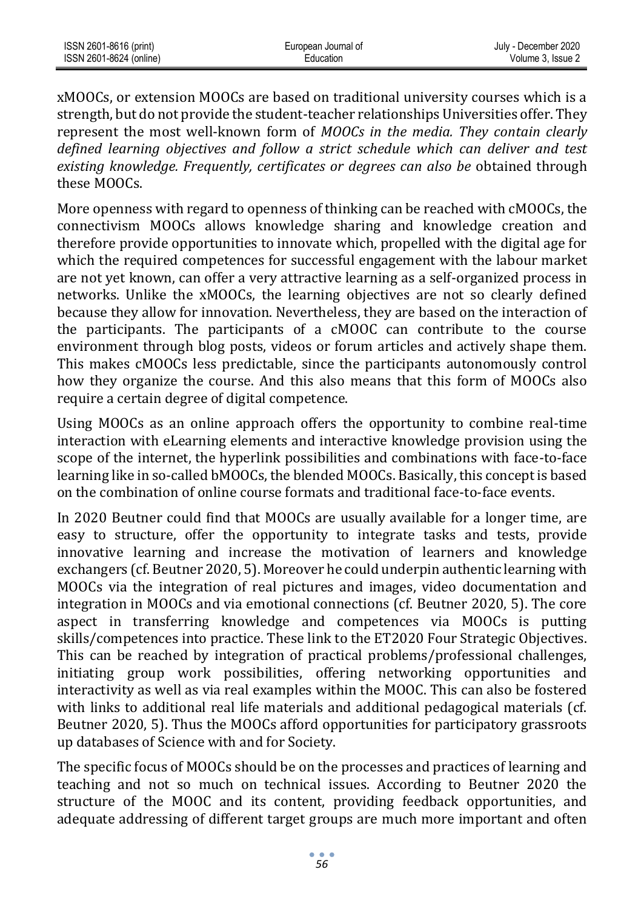xMOOCs, or extension MOOCs are based on traditional university courses which is a strength, but do not provide the student-teacher relationships Universities offer. They represent the most well-known form of *MOOCs in the media. They contain clearly defined learning objectives and follow a strict schedule which can deliver and test existing knowledge. Frequently, certificates or degrees can also be* obtained through these MOOCs.

More openness with regard to openness of thinking can be reached with cMOOCs, the connectivism MOOCs allows knowledge sharing and knowledge creation and therefore provide opportunities to innovate which, propelled with the digital age for which the required competences for successful engagement with the labour market are not yet known, can offer a very attractive learning as a self-organized process in networks. Unlike the xMOOCs, the learning objectives are not so clearly defined because they allow for innovation. Nevertheless, they are based on the interaction of the participants. The participants of a cMOOC can contribute to the course environment through blog posts, videos or forum articles and actively shape them. This makes cMOOCs less predictable, since the participants autonomously control how they organize the course. And this also means that this form of MOOCs also require a certain degree of digital competence.

Using MOOCs as an online approach offers the opportunity to combine real-time interaction with eLearning elements and interactive knowledge provision using the scope of the internet, the hyperlink possibilities and combinations with face-to-face learning like in so-called bMOOCs, the blended MOOCs. Basically, this concept is based on the combination of online course formats and traditional face-to-face events.

In 2020 Beutner could find that MOOCs are usually available for a longer time, are easy to structure, offer the opportunity to integrate tasks and tests, provide innovative learning and increase the motivation of learners and knowledge exchangers (cf. Beutner 2020, 5). Moreover he could underpin authentic learning with MOOCs via the integration of real pictures and images, video documentation and integration in MOOCs and via emotional connections (cf. Beutner 2020, 5). The core aspect in transferring knowledge and competences via MOOCs is putting skills/competences into practice. These link to the ET2020 Four Strategic Objectives. This can be reached by integration of practical problems/professional challenges, initiating group work possibilities, offering networking opportunities and interactivity as well as via real examples within the MOOC. This can also be fostered with links to additional real life materials and additional pedagogical materials (cf. Beutner 2020, 5). Thus the MOOCs afford opportunities for participatory grassroots up databases of Science with and for Society.

The specific focus of MOOCs should be on the processes and practices of learning and teaching and not so much on technical issues. According to Beutner 2020 the structure of the MOOC and its content, providing feedback opportunities, and adequate addressing of different target groups are much more important and often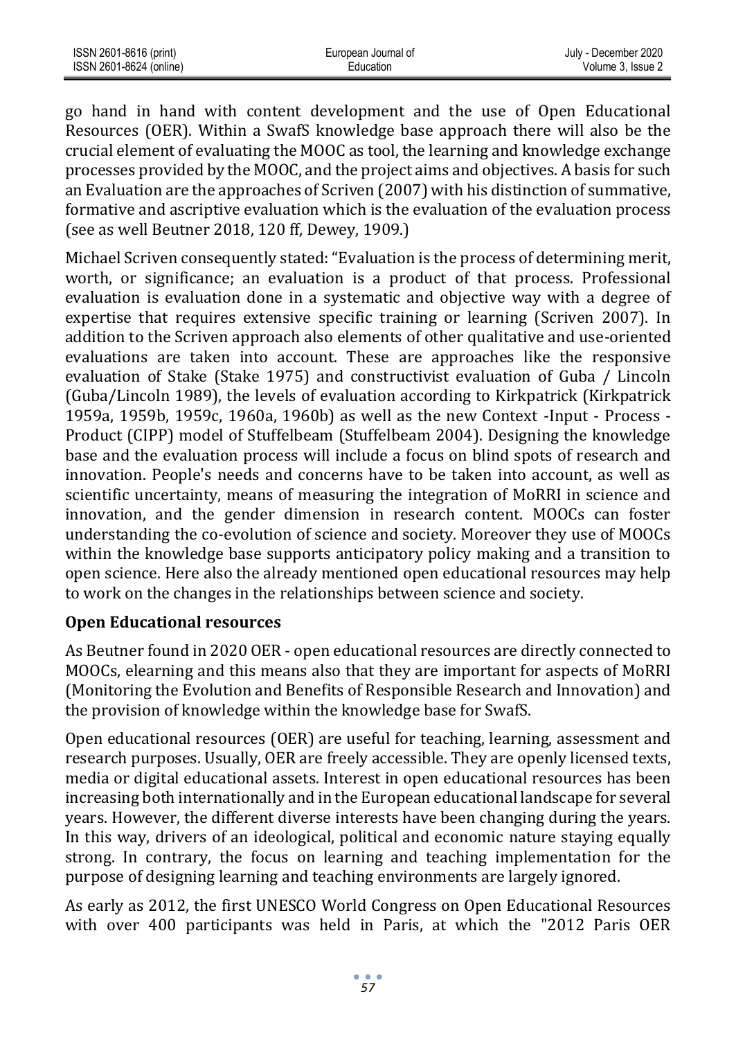go hand in hand with content development and the use of Open Educational Resources (OER). Within a SwafS knowledge base approach there will also be the crucial element of evaluating the MOOC as tool, the learning and knowledge exchange processes provided by the MOOC, and the project aims and objectives. A basis for such an Evaluation are the approaches of Scriven (2007) with his distinction of summative, formative and ascriptive evaluation which is the evaluation of the evaluation process (see as well Beutner 2018, 120 ff, Dewey, 1909.)

Michael Scriven consequently stated: "Evaluation is the process of determining merit, worth, or significance; an evaluation is a product of that process. Professional evaluation is evaluation done in a systematic and objective way with a degree of expertise that requires extensive specific training or learning (Scriven 2007). In addition to the Scriven approach also elements of other qualitative and use-oriented evaluations are taken into account. These are approaches like the responsive evaluation of Stake (Stake 1975) and constructivist evaluation of Guba / Lincoln (Guba/Lincoln 1989), the levels of evaluation according to Kirkpatrick (Kirkpatrick 1959a, 1959b, 1959c, 1960a, 1960b) as well as the new Context -Input - Process - Product (CIPP) model of Stuffelbeam (Stuffelbeam 2004). Designing the knowledge base and the evaluation process will include a focus on blind spots of research and innovation. People's needs and concerns have to be taken into account, as well as scientific uncertainty, means of measuring the integration of MoRRI in science and innovation, and the gender dimension in research content. MOOCs can foster understanding the co-evolution of science and society. Moreover they use of MOOCs within the knowledge base supports anticipatory policy making and a transition to open science. Here also the already mentioned open educational resources may help to work on the changes in the relationships between science and society.

## Open Educational resources

As Beutner found in 2020 OER - open educational resources are directly connected to MOOCs, elearning and this means also that they are important for aspects of MoRRI (Monitoring the Evolution and Benefits of Responsible Research and Innovation) and the provision of knowledge within the knowledge base for SwafS.

Open educational resources (OER) are useful for teaching, learning, assessment and research purposes. Usually, OER are freely accessible. They are openly licensed texts, media or digital educational assets. Interest in open educational resources has been increasing both internationally and in the European educational landscape for several years. However, the different diverse interests have been changing during the years. In this way, drivers of an ideological, political and economic nature staying equally strong. In contrary, the focus on learning and teaching implementation for the purpose of designing learning and teaching environments are largely ignored.

As early as 2012, the first UNESCO World Congress on Open Educational Resources with over 400 participants was held in Paris, at which the "2012 Paris OER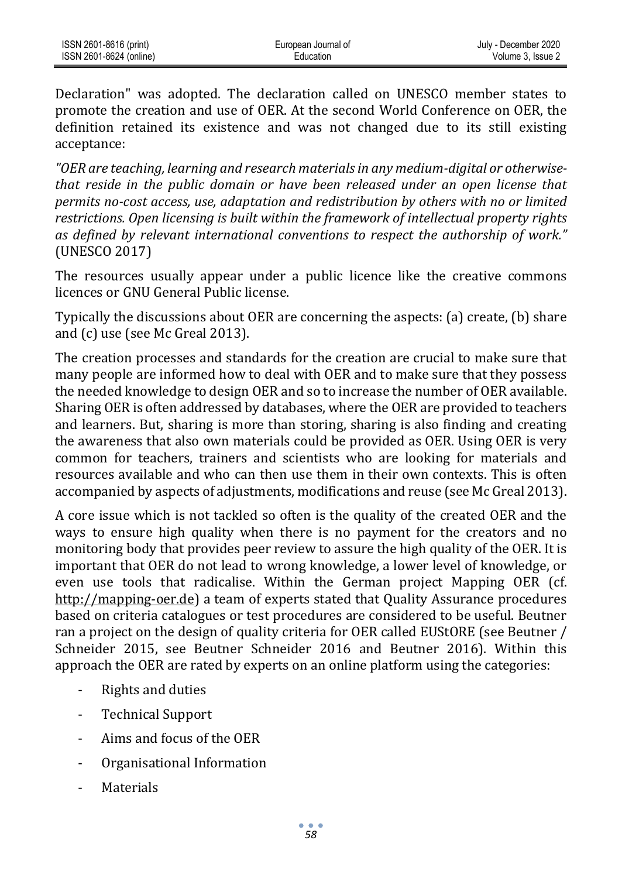Declaration" was adopted. The declaration called on UNESCO member states to promote the creation and use of OER. At the second World Conference on OER, the definition retained its existence and was not changed due to its still existing acceptance:

*"OER are teaching, learning and research materials in any medium-digital or otherwise-that reside in the public domain or have been released under an open license that permits no-cost access, use, adaptation and redistribution by others with no or limited restrictions. Open licensing is built within the framework of intellectual property rights as defined by relevant international conventions to respect the authorship of work."* (UNESCO 2017)

The resources usually appear under a public licence like the creative commons licences or GNU General Public license.

Typically the discussions about OER are concerning the aspects: (a) create, (b) share and (c) use (see Mc Greal 2013).

The creation processes and standards for the creation are crucial to make sure that many people are informed how to deal with OER and to make sure that they possess the needed knowledge to design OER and so to increase the number of OER available. Sharing OER is often addressed by databases, where the OER are provided to teachers and learners. But, sharing is more than storing, sharing is also finding and creating the awareness that also own materials could be provided as OER. Using OER is very common for teachers, trainers and scientists who are looking for materials and resources available and who can then use them in their own contexts. This is often accompanied by aspects of adjustments, modifications and reuse (see Mc Greal 2013).

A core issue which is not tackled so often is the quality of the created OER and the ways to ensure high quality when there is no payment for the creators and no monitoring body that provides peer review to assure the high quality of the OER. It is important that OER do not lead to wrong knowledge, a lower level of knowledge, or even use tools that radicalise. Within the German project Mapping OER (cf. http://mapping-oer.de) a team of experts stated that Quality Assurance procedures based on criteria catalogues or test procedures are considered to be useful. Beutner ran a project on the design of quality criteria for OER called EUStORE (see Beutner / Schneider 2015, see Beutner Schneider 2016 and Beutner 2016). Within this approach the OER are rated by experts on an online platform using the categories:

- Rights and duties
- Technical Support
- Aims and focus of the OER
- Organisational Information
- Materials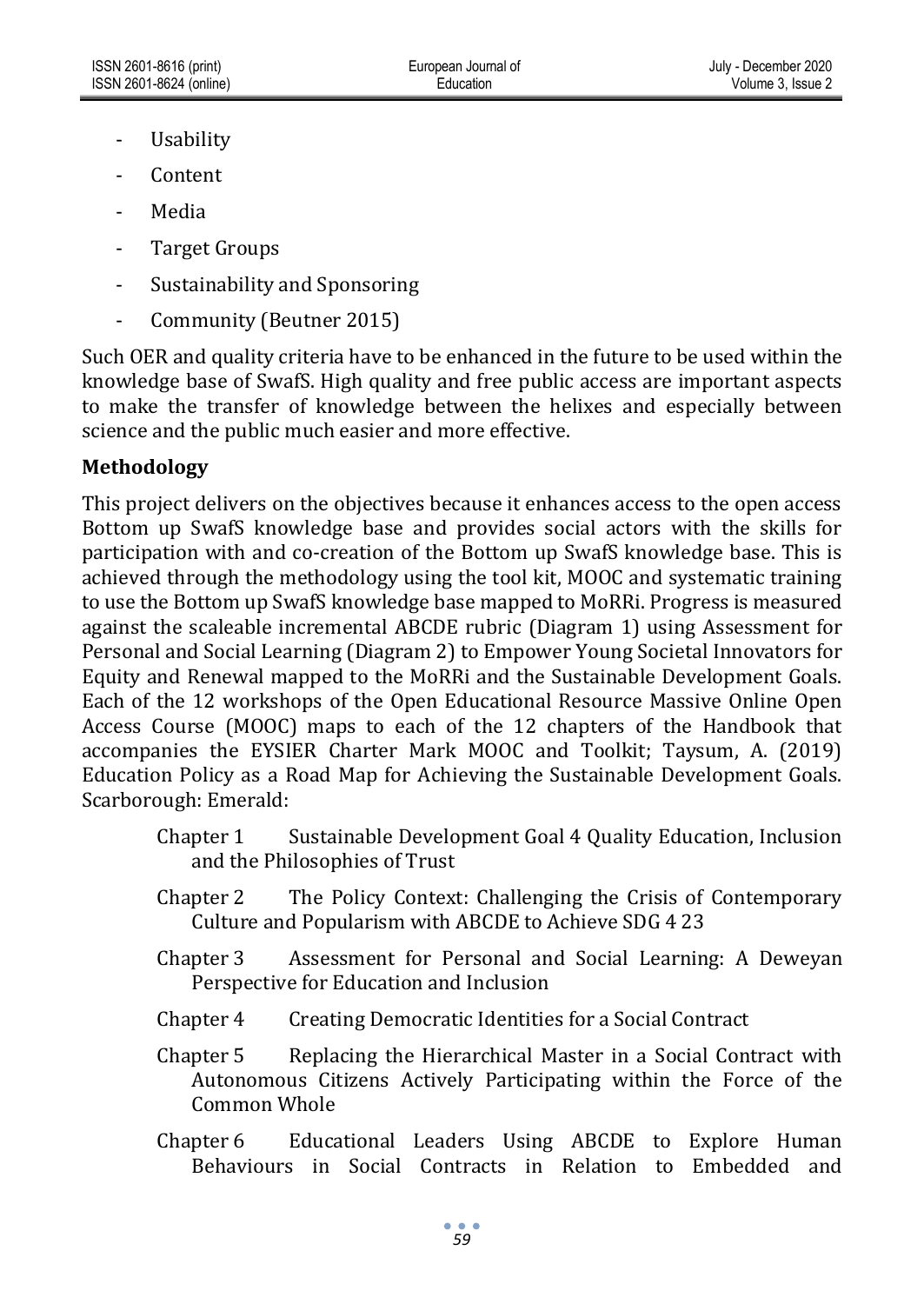- Usability
- Content
- Media
- Target Groups
- Sustainability and Sponsoring
- Community (Beutner 2015)

Such OER and quality criteria have to be enhanced in the future to be used within the knowledge base of SwafS. High quality and free public access are important aspects to make the transfer of knowledge between the helixes and especially between science and the public much easier and more effective.

**Methodology**

This project delivers on the objectives because it enhances access to the open access Bottom up SwafS knowledge base and provides social actors with the skills for participation with and co-creation of the Bottom up SwafS knowledge base. This is achieved through the methodology using the tool kit, MOOC and systematic training to use the Bottom up SwafS knowledge base mapped to MoRRi. Progress is measured against the scaleable incremental ABCDE rubric (Diagram 1) using Assessment for Personal and Social Learning (Diagram 2) to Empower Young Societal Innovators for Equity and Renewal mapped to the MoRRi and the Sustainable Development Goals. Each of the 12 workshops of the Open Educational Resource Massive Online Open Access Course (MOOC) maps to each of the 12 chapters of the Handbook that accompanies the EYSIER Charter Mark MOOC and Toolkit; Taysum, A. (2019) Education Policy as a Road Map for Achieving the Sustainable Development Goals. Scarborough: Emerald:

Chapter 1 Sustainable Development Goal 4 Quality Education, Inclusion and the Philosophies of Trust

Chapter 2 The Policy Context: Challenging the Crisis of Contemporary Culture and Popularism with ABCDE to Achieve SDG 4 23

Chapter 3 Assessment for Personal and Social Learning: A Deweyan Perspective for Education and Inclusion

Chapter 4 Creating Democratic Identities for a Social Contract

Chapter 5 Replacing the Hierarchical Master in a Social Contract with Autonomous Citizens Actively Participating within the Force of the Common Whole

Chapter 6 Educational Leaders Using ABCDE to Explore Human Behaviours in Social Contracts in Relation to Embedded and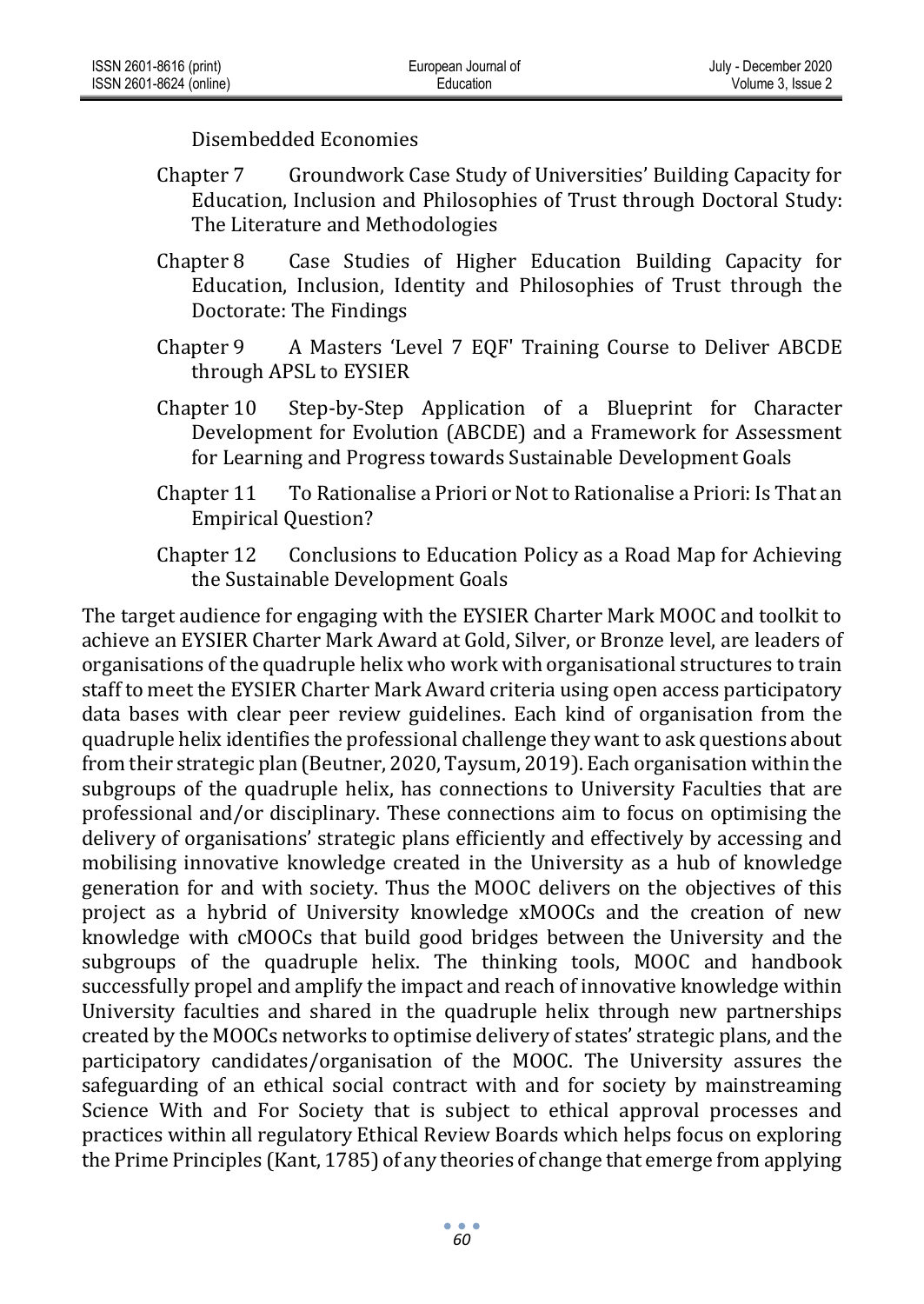Disembedded Economies

- Chapter 7 Groundwork Case Study of Universities' Building Capacity for Education, Inclusion and Philosophies of Trust through Doctoral Study: The Literature and Methodologies
- Chapter 8 Case Studies of Higher Education Building Capacity for Education, Inclusion, Identity and Philosophies of Trust through the Doctorate: The Findings
- Chapter 9 A Masters 'Level 7 EQF' Training Course to Deliver ABCDE through APSL to EYSIER
- Chapter 10 Step-by-Step Application of a Blueprint for Character Development for Evolution (ABCDE) and a Framework for Assessment for Learning and Progress towards Sustainable Development Goals
- Chapter 11 To Rationalise a Priori or Not to Rationalise a Priori: Is That an Empirical Question?
- Chapter 12 Conclusions to Education Policy as a Road Map for Achieving the Sustainable Development Goals

The target audience for engaging with the EYSIER Charter Mark MOOC and toolkit to achieve an EYSIER Charter Mark Award at Gold, Silver, or Bronze level, are leaders of organisations of the quadruple helix who work with organisational structures to train staff to meet the EYSIER Charter Mark Award criteria using open access participatory data bases with clear peer review guidelines. Each kind of organisation from the quadruple helix identifies the professional challenge they want to ask questions about from their strategic plan (Beutner, 2020, Taysum, 2019). Each organisation within the subgroups of the quadruple helix, has connections to University Faculties that are professional and/or disciplinary. These connections aim to focus on optimising the delivery of organisations' strategic plans efficiently and effectively by accessing and mobilising innovative knowledge created in the University as a hub of knowledge generation for and with society. Thus the MOOC delivers on the objectives of this project as a hybrid of University knowledge xMOOCs and the creation of new knowledge with cMOOCs that build good bridges between the University and the subgroups of the quadruple helix. The thinking tools, MOOC and handbook successfully propel and amplify the impact and reach of innovative knowledge within University faculties and shared in the quadruple helix through new partnerships created by the MOOCs networks to optimise delivery of states' strategic plans, and the participatory candidates/organisation of the MOOC. The University assures the safeguarding of an ethical social contract with and for society by mainstreaming Science With and For Society that is subject to ethical approval processes and practices within all regulatory Ethical Review Boards which helps focus on exploring the Prime Principles (Kant, 1785) of any theories of change that emerge from applying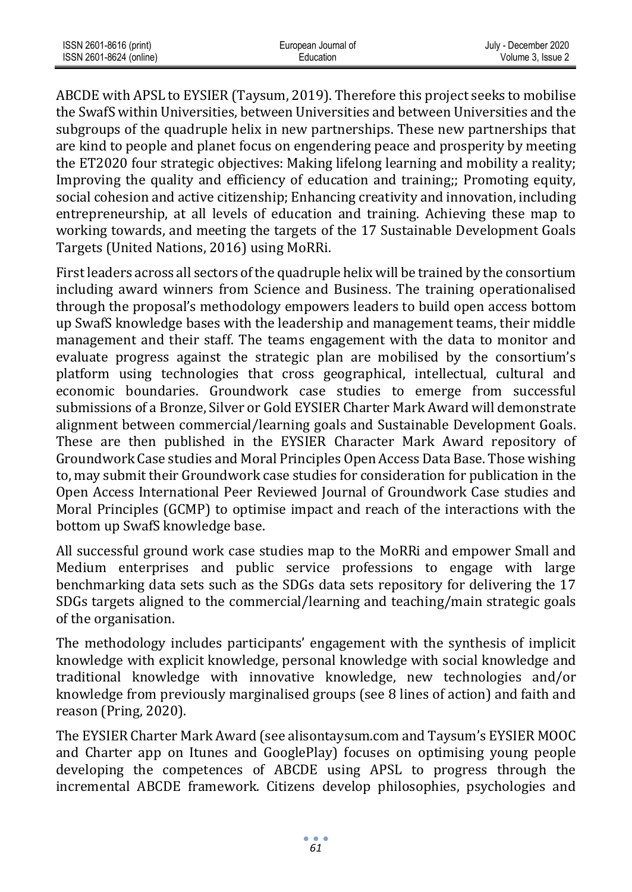ABCDE with APSL to EYSIER (Taysum, 2019). Therefore this project seeks to mobilise the SwafS within Universities, between Universities and between Universities and the subgroups of the quadruple helix in new partnerships. These new partnerships that are kind to people and planet focus on engendering peace and prosperity by meeting the ET2020 four strategic objectives: Making lifelong learning and mobility a reality; Improving the quality and efficiency of education and training;; Promoting equity, social cohesion and active citizenship; Enhancing creativity and innovation, including entrepreneurship, at all levels of education and training. Achieving these map to working towards, and meeting the targets of the 17 Sustainable Development Goals Targets (United Nations, 2016) using MoRRi.

First leaders across all sectors of the quadruple helix will be trained by the consortium including award winners from Science and Business. The training operationalised through the proposal's methodology empowers leaders to build open access bottom up SwafS knowledge bases with the leadership and management teams, their middle management and their staff. The teams engagement with the data to monitor and evaluate progress against the strategic plan are mobilised by the consortium's platform using technologies that cross geographical, intellectual, cultural and economic boundaries. Groundwork case studies to emerge from successful submissions of a Bronze, Silver or Gold EYSIER Charter Mark Award will demonstrate alignment between commercial/learning goals and Sustainable Development Goals. These are then published in the EYSIER Character Mark Award repository of Groundwork Case studies and Moral Principles Open Access Data Base. Those wishing to, may submit their Groundwork case studies for consideration for publication in the Open Access International Peer Reviewed Journal of Groundwork Case studies and Moral Principles (GCMP) to optimise impact and reach of the interactions with the bottom up SwafS knowledge base.

All successful ground work case studies map to the MoRRi and empower Small and Medium enterprises and public service professions to engage with large benchmarking data sets such as the SDGs data sets repository for delivering the 17 SDGs targets aligned to the commercial/learning and teaching/main strategic goals of the organisation.

The methodology includes participants' engagement with the synthesis of implicit knowledge with explicit knowledge, personal knowledge with social knowledge and traditional knowledge with innovative knowledge, new technologies and/or knowledge from previously marginalised groups (see 8 lines of action) and faith and reason (Pring, 2020).

The EYSIER Charter Mark Award (see alisontaysum.com and Taysum's EYSIER MOOC and Charter app on Itunes and GooglePlay) focuses on optimising young people developing the competences of ABCDE using APSL to progress through the incremental ABCDE framework. Citizens develop philosophies, psychologies and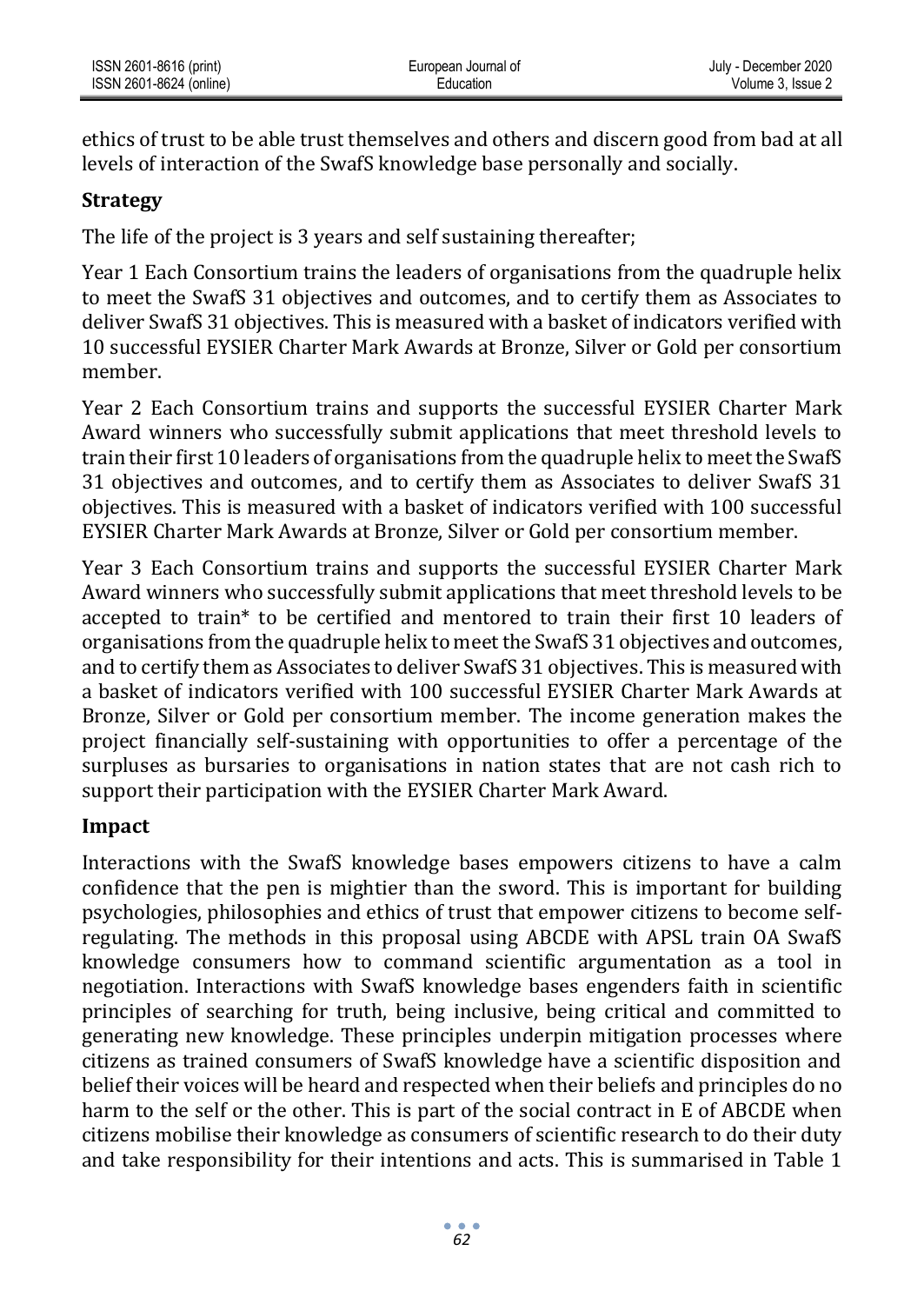ethics of trust to be able trust themselves and others and discern good from bad at all levels of interaction of the SwafS knowledge base personally and socially.

**Strategy**

The life of the project is 3 years and self sustaining thereafter;

Year 1 Each Consortium trains the leaders of organisations from the quadruple helix to meet the SwafS 31 objectives and outcomes, and to certify them as Associates to deliver SwafS 31 objectives. This is measured with a basket of indicators verified with 10 successful EYSIER Charter Mark Awards at Bronze, Silver or Gold per consortium member.

Year 2 Each Consortium trains and supports the successful EYSIER Charter Mark Award winners who successfully submit applications that meet threshold levels to train their first 10 leaders of organisations from the quadruple helix to meet the SwafS 31 objectives and outcomes, and to certify them as Associates to deliver SwafS 31 objectives. This is measured with a basket of indicators verified with 100 successful EYSIER Charter Mark Awards at Bronze, Silver or Gold per consortium member.

Year 3 Each Consortium trains and supports the successful EYSIER Charter Mark Award winners who successfully submit applications that meet threshold levels to be accepted to train* to be certified and mentored to train their first 10 leaders of organisations from the quadruple helix to meet the SwafS 31 objectives and outcomes, and to certify them as Associates to deliver SwafS 31 objectives. This is measured with a basket of indicators verified with 100 successful EYSIER Charter Mark Awards at Bronze, Silver or Gold per consortium member. The income generation makes the project financially self-sustaining with opportunities to offer a percentage of the surpluses as bursaries to organisations in nation states that are not cash rich to support their participation with the EYSIER Charter Mark Award.

**Impact**

Interactions with the SwafS knowledge bases empowers citizens to have a calm confidence that the pen is mightier than the sword. This is important for building psychologies, philosophies and ethics of trust that empower citizens to become self-regulating. The methods in this proposal using ABCDE with APSL train OA SwafS knowledge consumers how to command scientific argumentation as a tool in negotiation. Interactions with SwafS knowledge bases engenders faith in scientific principles of searching for truth, being inclusive, being critical and committed to generating new knowledge. These principles underpin mitigation processes where citizens as trained consumers of SwafS knowledge have a scientific disposition and belief their voices will be heard and respected when their beliefs and principles do no harm to the self or the other. This is part of the social contract in E of ABCDE when citizens mobilise their knowledge as consumers of scientific research to do their duty and take responsibility for their intentions and acts. This is summarised in Table 1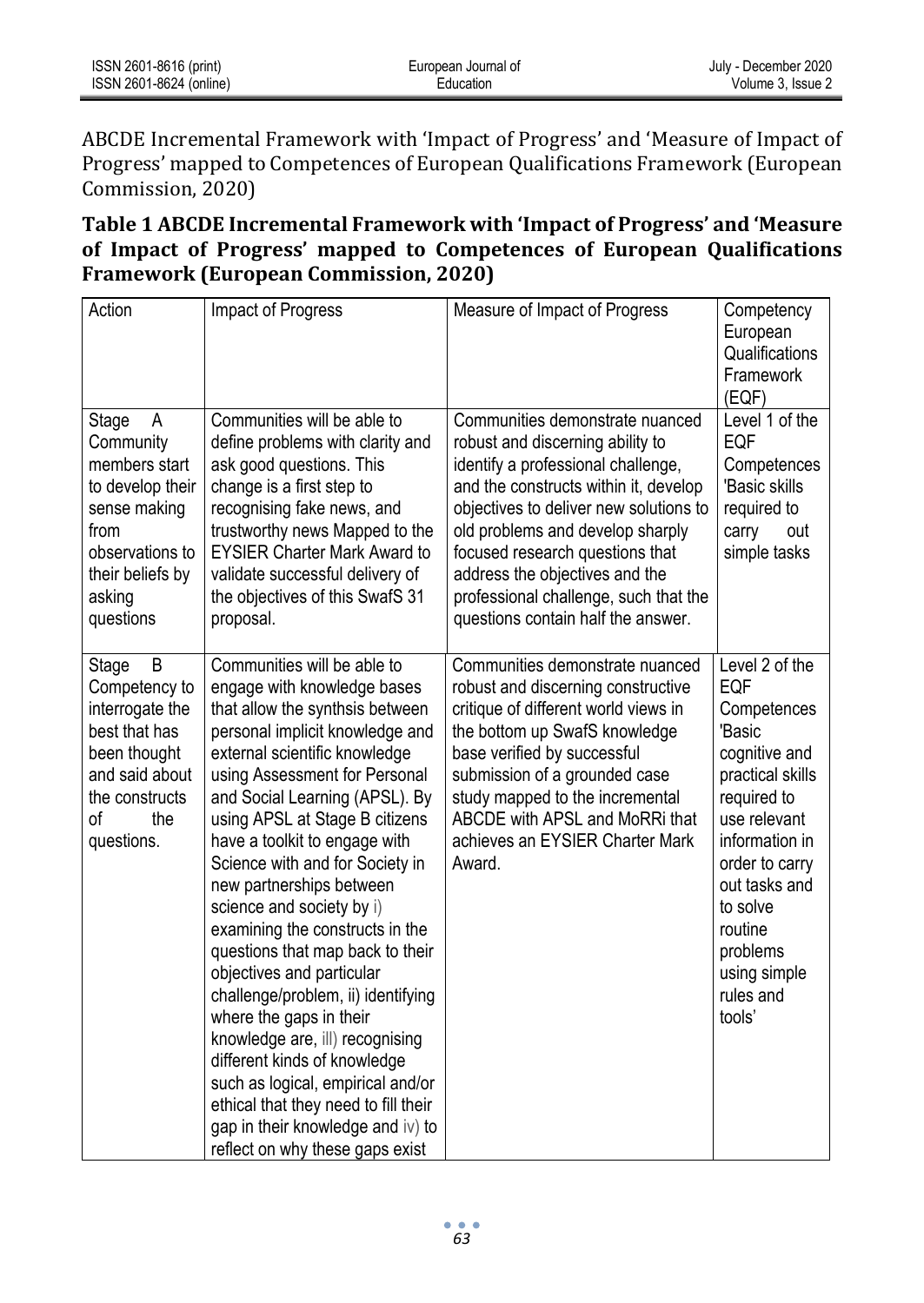ABCDE Incremental Framework with 'Impact of Progress' and 'Measure of Impact of Progress' mapped to Competences of European Qualifications Framework (European Commission, 2020)

**Table 1 ABCDE Incremental Framework with 'Impact of Progress' and 'Measure of Impact of Progress' mapped to Competences of European Qualifications Framework (European Commission, 2020)**

| Action | Impact of Progress | Measure of Impact of Progress | Competency European Qualifications Framework (EQF) |
|---|---|---|---|
| Stage A Community members start to develop their sense making from observations to their beliefs by asking questions | Communities will be able to define problems with clarity and ask good questions. This change is a first step to recognising fake news, and trustworthy news Mapped to the EYSIER Charter Mark Award to validate successful delivery of the objectives of this SwafS 31 proposal. | Communities demonstrate nuanced robust and discerning ability to identify a professional challenge, and the constructs within it, develop objectives to deliver new solutions to old problems and develop sharply focused research questions that address the objectives and the professional challenge, such that the questions contain half the answer. | Level 1 of the EQF Competences 'Basic skills required to carry out simple tasks |
| Stage B Competency to interrogate the best that has been thought and said about the constructs of the questions. | Communities will be able to engage with knowledge bases that allow the synthsis between personal implicit knowledge and external scientific knowledge using Assessment for Personal and Social Learning (APSL). By using APSL at Stage B citizens have a toolkit to engage with Science with and for Society in new partnerships between science and society by i) examining the constructs in the questions that map back to their objectives and particular challenge/problem, ii) identifying where the gaps in their knowledge are, iii) recognising different kinds of knowledge such as logical, empirical and/or ethical that they need to fill their gap in their knowledge and iv) to reflect on why these gaps exist | Communities demonstrate nuanced robust and discerning constructive critique of different world views in the bottom up SwafS knowledge base verified by successful submission of a grounded case study mapped to the incremental ABCDE with APSL and MoRRi that achieves an EYSIER Charter Mark Award. | Level 2 of the EQF Competences 'Basic cognitive and practical skills required to use relevant information in order to carry out tasks and to solve routine problems using simple rules and tools' |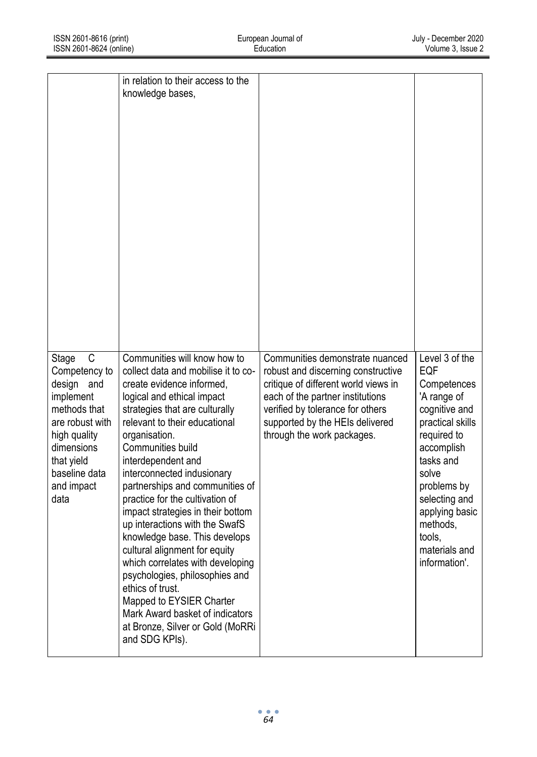| | in relation to their access to the knowledge bases, | | |
|---|---|---|---|
| Stage C Competency to design and implement methods that are robust with high quality dimensions that yield baseline data and impact data | Communities will know how to collect data and mobilise it to co-create evidence informed, logical and ethical impact strategies that are culturally relevant to their educational organisation. Communities build interdependent and interconnected indusionary partnerships and communities of practice for the cultivation of impact strategies in their bottom up interactions with the SwafS knowledge base. This develops cultural alignment for equity which correlates with developing psychologies, philosophies and ethics of trust. Mapped to EYSIER Charter Mark Award basket of indicators at Bronze, Silver or Gold (MoRRi and SDG KPIs). | Communities demonstrate nuanced robust and discerning constructive critique of different world views in each of the partner institutions verified by tolerance for others supported by the HEIs delivered through the work packages. | Level 3 of the EQF Competences 'A range of cognitive and practical skills required to accomplish tasks and solve problems by selecting and applying basic methods, tools, materials and information'. |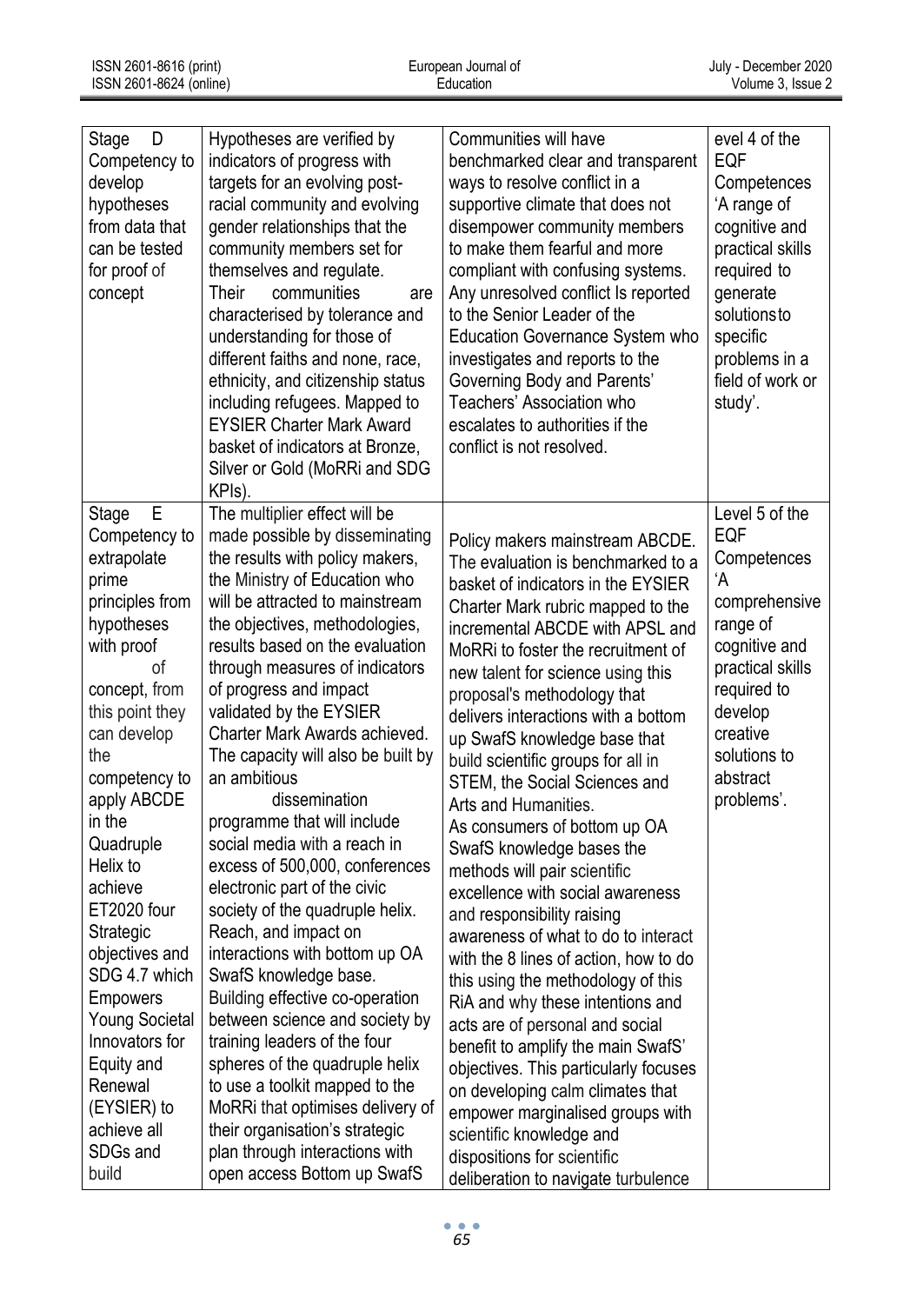| | | | |
|---|---|---|---|
| Stage D Competency to develop hypotheses from data that can be tested for proof of concept | Hypotheses are verified by indicators of progress with targets for an evolving post-racial community and evolving gender relationships that the community members set for themselves and regulate. Their communities are characterised by tolerance and understanding for those of different faiths and none, race, ethnicity, and citizenship status including refugees. Mapped to EYSIER Charter Mark Award basket of indicators at Bronze, Silver or Gold (MoRRi and SDG KPIs). | Communities will have benchmarked clear and transparent ways to resolve conflict in a supportive climate that does not disempower community members to make them fearful and more compliant with confusing systems. Any unresolved conflict Is reported to the Senior Leader of the Education Governance System who investigates and reports to the Governing Body and Parents' Teachers' Association who escalates to authorities if the conflict is not resolved. | evel 4 of the EQF Competences 'A range of cognitive and practical skills required to generate solutionsto specific problems in a field of work or study'. |
| Stage E Competency to extrapolate prime principles from hypotheses with proof of concept, from this point they can develop the competency to apply ABCDE in the Quadruple Helix to achieve ET2020 four Strategic objectives and SDG 4.7 which Empowers Young Societal Innovators for Equity and Renewal (EYSIER) to achieve all SDGs and build | The multiplier effect will be made possible by disseminating the results with policy makers, the Ministry of Education who will be attracted to mainstream the objectives, methodologies, results based on the evaluation through measures of indicators of progress and impact validated by the EYSIER Charter Mark Awards achieved. The capacity will also be built by an ambitious dissemination programme that will include social media with a reach in excess of 500,000, conferences electronic part of the civic society of the quadruple helix. Reach, and impact on interactions with bottom up OA SwafS knowledge base. Building effective co-operation between science and society by training leaders of the four spheres of the quadruple helix to use a toolkit mapped to the MoRRi that optimises delivery of their organisation's strategic plan through interactions with open access Bottom up SwafS | Policy makers mainstream ABCDE. The evaluation is benchmarked to a basket of indicators in the EYSIER Charter Mark rubric mapped to the incremental ABCDE with APSL and MoRRi to foster the recruitment of new talent for science using this proposal's methodology that delivers interactions with a bottom up SwafS knowledge base that build scientific groups for all in STEM, the Social Sciences and Arts and Humanities. As consumers of bottom up OA SwafS knowledge bases the methods will pair scientific excellence with social awareness and responsibility raising awareness of what to do to interact with the 8 lines of action, how to do this using the methodology of this RiA and why these intentions and acts are of personal and social benefit to amplify the main SwafS' objectives. This particularly focuses on developing calm climates that empower marginalised groups with scientific knowledge and dispositions for scientific deliberation to navigate turbulence | Level 5 of the EQF Competences 'A comprehensive range of cognitive and practical skills required to develop creative solutions to abstract problems'. |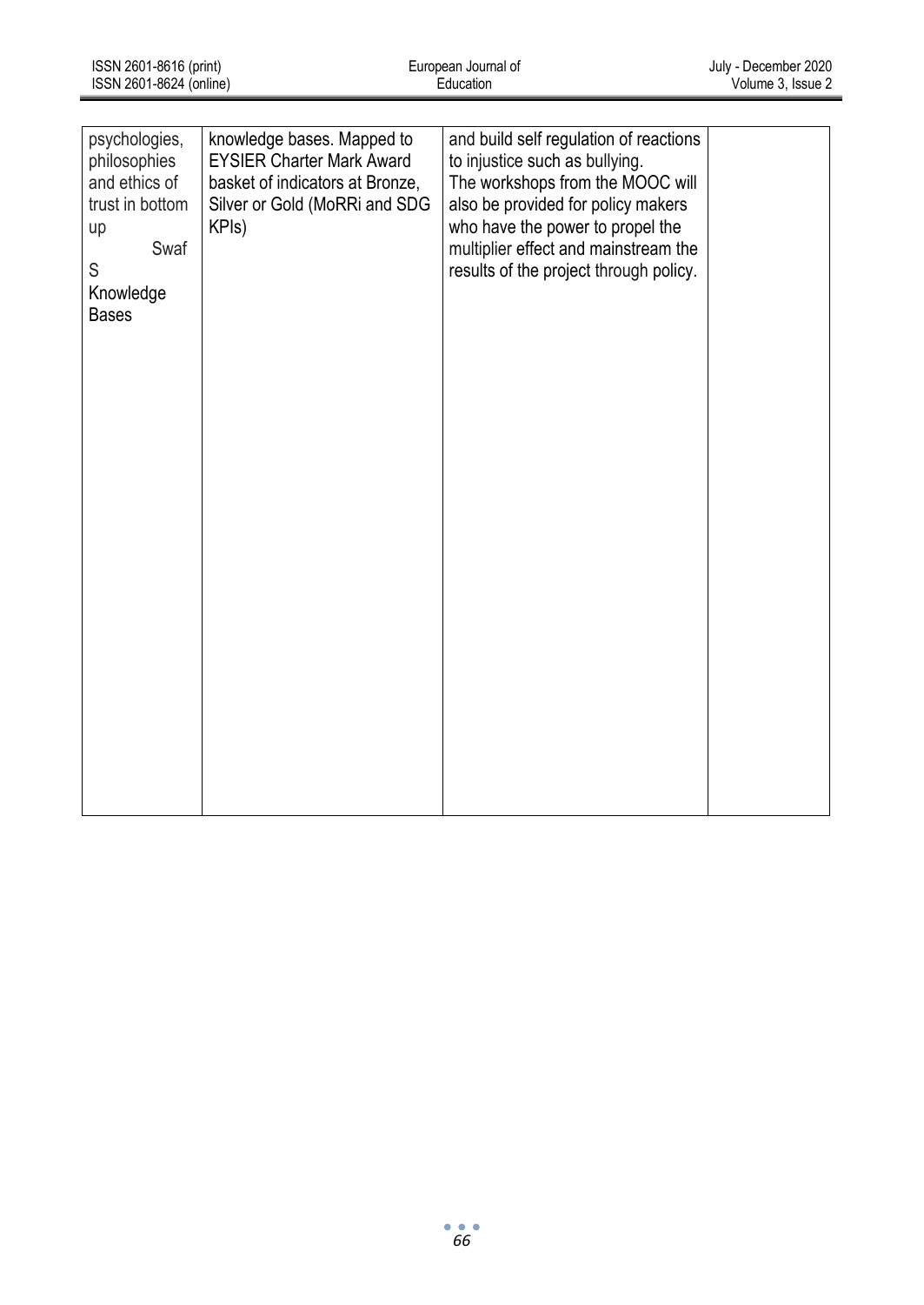| | | | |
|---|---|---|---|
| psychologies, philosophies and ethics of trust in bottom up Swaf S Knowledge Bases | knowledge bases. Mapped to EYSIER Charter Mark Award basket of indicators at Bronze, Silver or Gold (MoRRi and SDG KPIs) | and build self regulation of reactions to injustice such as bullying. The workshops from the MOOC will also be provided for policy makers who have the power to propel the multiplier effect and mainstream the results of the project through policy. | |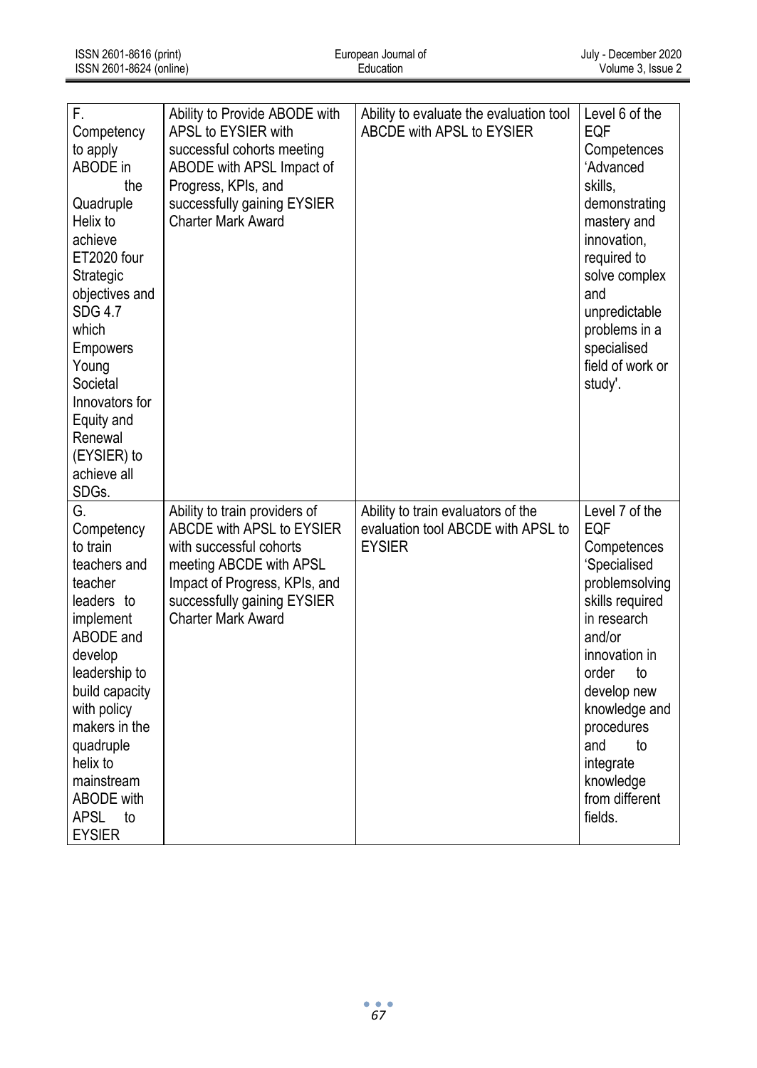| F. Competency to apply ABODE in the Quadruple Helix to achieve ET2020 four Strategic objectives and SDG 4.7 which Empowers Young Societal Innovators for Equity and Renewal (EYSIER) to achieve all SDGs. | Ability to Provide ABODE with APSL to EYSIER with successful cohorts meeting ABODE with APSL Impact of Progress, KPIs, and successfully gaining EYSIER Charter Mark Award | Ability to evaluate the evaluation tool ABCDE with APSL to EYSIER | Level 6 of the EQF Competences 'Advanced skills, demonstrating mastery and innovation, required to solve complex and unpredictable problems in a specialised field of work or study'. |
|---|---|---|---|
| G. Competency to train teachers and teacher leaders to implement ABODE and develop leadership to build capacity with policy makers in the quadruple helix to mainstream ABODE with APSL to EYSIER | Ability to train providers of ABCDE with APSL to EYSIER with successful cohorts meeting ABCDE with APSL Impact of Progress, KPIs, and successfully gaining EYSIER Charter Mark Award | Ability to train evaluators of the evaluation tool ABCDE with APSL to EYSIER | Level 7 of the EQF Competences 'Specialised problemsolving skills required in research and/or innovation in order to develop new knowledge and procedures and to integrate knowledge from different fields. |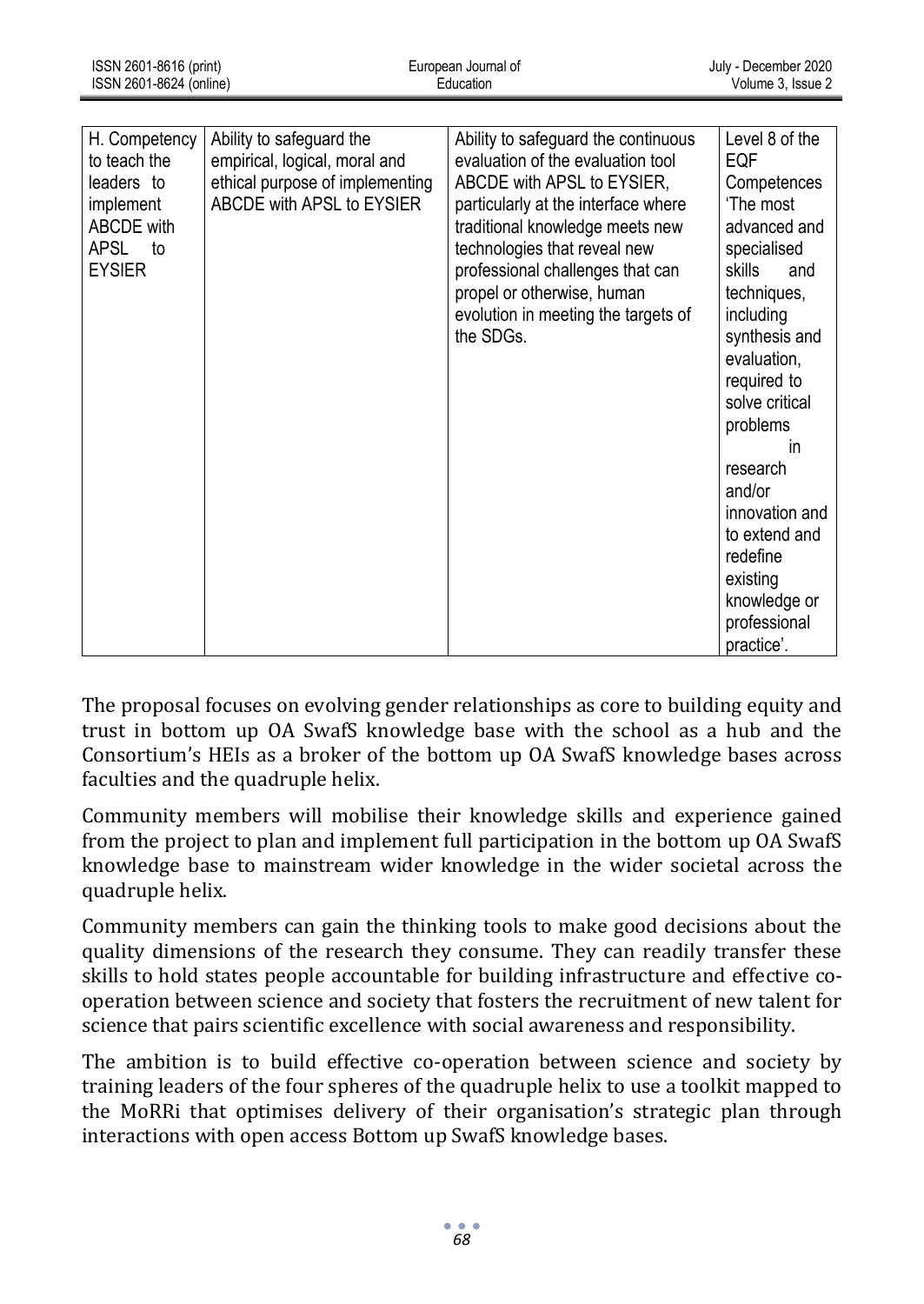| H. Competency to teach the leaders to implement ABCDE with APSL to EYSIER | Ability to safeguard the empirical, logical, moral and ethical purpose of implementing ABCDE with APSL to EYSIER | Ability to safeguard the continuous evaluation of the evaluation tool ABCDE with APSL to EYSIER, particularly at the interface where traditional knowledge meets new technologies that reveal new professional challenges that can propel or otherwise, human evolution in meeting the targets of the SDGs. | Level 8 of the EQF Competences 'The most advanced and specialised skills and techniques, including synthesis and evaluation, required to solve critical problems in research and/or innovation and to extend and redefine existing knowledge or professional practice'. |
|---|---|---|---|

The proposal focuses on evolving gender relationships as core to building equity and trust in bottom up OA SwafS knowledge base with the school as a hub and the Consortium's HEIs as a broker of the bottom up OA SwafS knowledge bases across faculties and the quadruple helix.

Community members will mobilise their knowledge skills and experience gained from the project to plan and implement full participation in the bottom up OA SwafS knowledge base to mainstream wider knowledge in the wider societal across the quadruple helix.

Community members can gain the thinking tools to make good decisions about the quality dimensions of the research they consume. They can readily transfer these skills to hold states people accountable for building infrastructure and effective co-operation between science and society that fosters the recruitment of new talent for science that pairs scientific excellence with social awareness and responsibility.

The ambition is to build effective co-operation between science and society by training leaders of the four spheres of the quadruple helix to use a toolkit mapped to the MoRRi that optimises delivery of their organisation's strategic plan through interactions with open access Bottom up SwafS knowledge bases.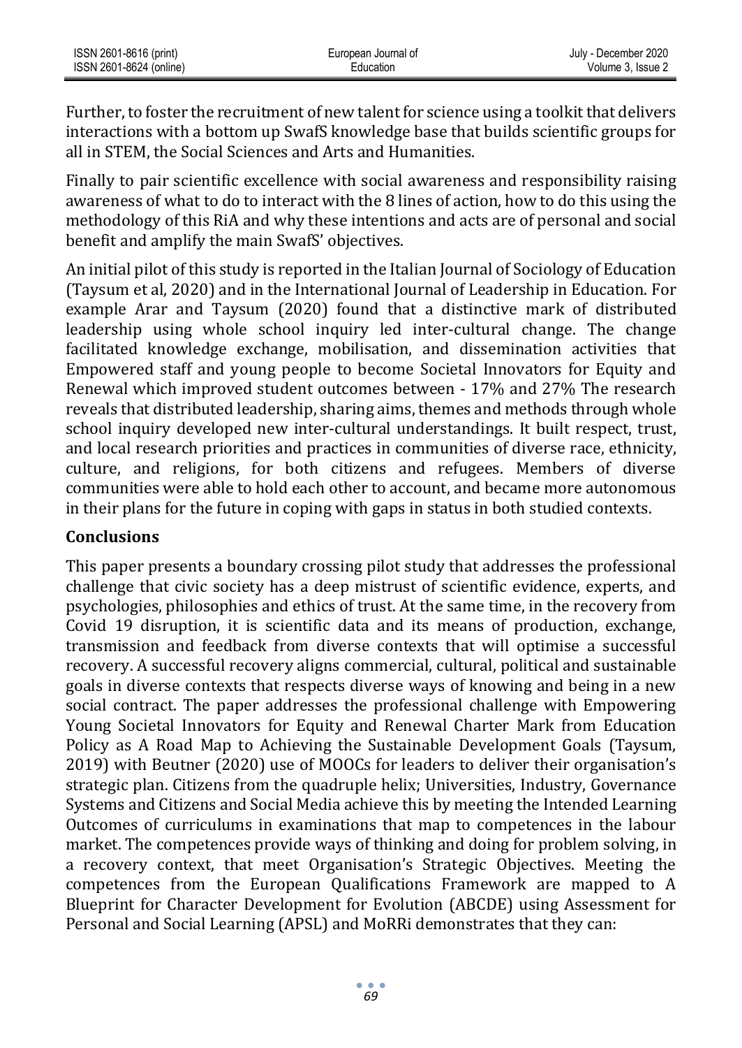Further, to foster the recruitment of new talent for science using a toolkit that delivers interactions with a bottom up SwafS knowledge base that builds scientific groups for all in STEM, the Social Sciences and Arts and Humanities.

Finally to pair scientific excellence with social awareness and responsibility raising awareness of what to do to interact with the 8 lines of action, how to do this using the methodology of this RiA and why these intentions and acts are of personal and social benefit and amplify the main SwafS' objectives.

An initial pilot of this study is reported in the Italian Journal of Sociology of Education (Taysum et al, 2020) and in the International Journal of Leadership in Education. For example Arar and Taysum (2020) found that a distinctive mark of distributed leadership using whole school inquiry led inter-cultural change. The change facilitated knowledge exchange, mobilisation, and dissemination activities that Empowered staff and young people to become Societal Innovators for Equity and Renewal which improved student outcomes between - 17% and 27% The research reveals that distributed leadership, sharing aims, themes and methods through whole school inquiry developed new inter-cultural understandings. It built respect, trust, and local research priorities and practices in communities of diverse race, ethnicity, culture, and religions, for both citizens and refugees. Members of diverse communities were able to hold each other to account, and became more autonomous in their plans for the future in coping with gaps in status in both studied contexts.

## Conclusions

This paper presents a boundary crossing pilot study that addresses the professional challenge that civic society has a deep mistrust of scientific evidence, experts, and psychologies, philosophies and ethics of trust. At the same time, in the recovery from Covid 19 disruption, it is scientific data and its means of production, exchange, transmission and feedback from diverse contexts that will optimise a successful recovery. A successful recovery aligns commercial, cultural, political and sustainable goals in diverse contexts that respects diverse ways of knowing and being in a new social contract. The paper addresses the professional challenge with Empowering Young Societal Innovators for Equity and Renewal Charter Mark from Education Policy as A Road Map to Achieving the Sustainable Development Goals (Taysum, 2019) with Beutner (2020) use of MOOCs for leaders to deliver their organisation's strategic plan. Citizens from the quadruple helix; Universities, Industry, Governance Systems and Citizens and Social Media achieve this by meeting the Intended Learning Outcomes of curriculums in examinations that map to competences in the labour market. The competences provide ways of thinking and doing for problem solving, in a recovery context, that meet Organisation's Strategic Objectives. Meeting the competences from the European Qualifications Framework are mapped to A Blueprint for Character Development for Evolution (ABCDE) using Assessment for Personal and Social Learning (APSL) and MoRRi demonstrates that they can: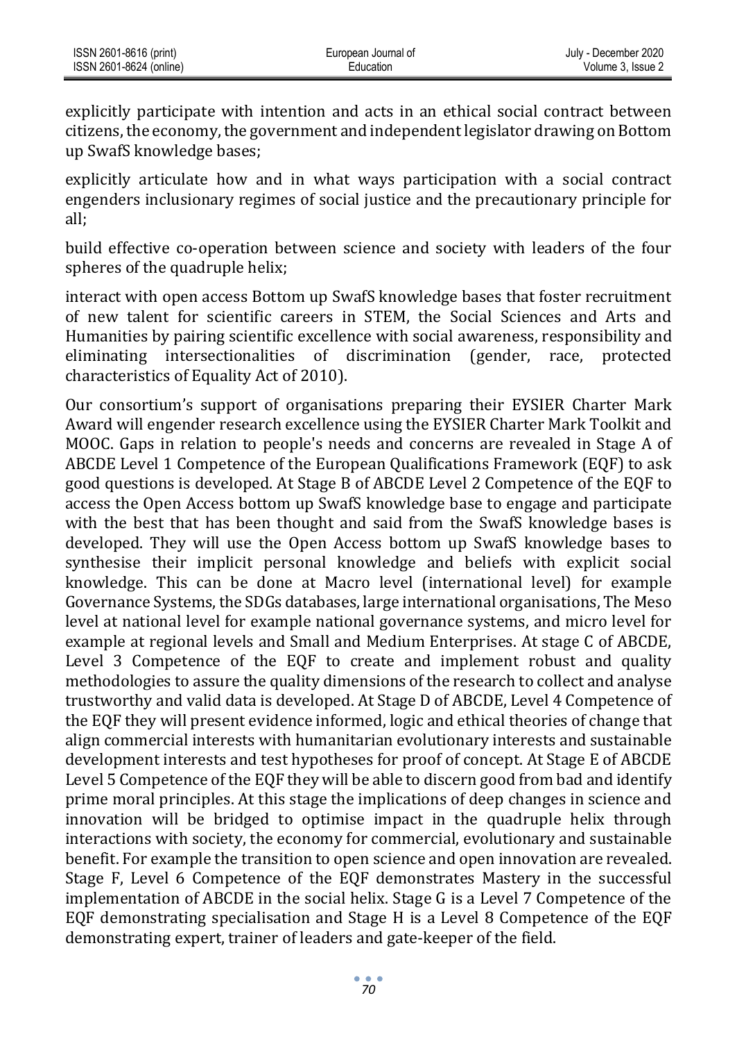explicitly participate with intention and acts in an ethical social contract between citizens, the economy, the government and independent legislator drawing on Bottom up SwafS knowledge bases;

explicitly articulate how and in what ways participation with a social contract engenders inclusionary regimes of social justice and the precautionary principle for all;

build effective co-operation between science and society with leaders of the four spheres of the quadruple helix;

interact with open access Bottom up SwafS knowledge bases that foster recruitment of new talent for scientific careers in STEM, the Social Sciences and Arts and Humanities by pairing scientific excellence with social awareness, responsibility and eliminating intersectionalities of discrimination (gender, race, protected characteristics of Equality Act of 2010).

Our consortium's support of organisations preparing their EYSIER Charter Mark Award will engender research excellence using the EYSIER Charter Mark Toolkit and MOOC. Gaps in relation to people's needs and concerns are revealed in Stage A of ABCDE Level 1 Competence of the European Qualifications Framework (EQF) to ask good questions is developed. At Stage B of ABCDE Level 2 Competence of the EQF to access the Open Access bottom up SwafS knowledge base to engage and participate with the best that has been thought and said from the SwafS knowledge bases is developed. They will use the Open Access bottom up SwafS knowledge bases to synthesise their implicit personal knowledge and beliefs with explicit social knowledge. This can be done at Macro level (international level) for example Governance Systems, the SDGs databases, large international organisations, The Meso level at national level for example national governance systems, and micro level for example at regional levels and Small and Medium Enterprises. At stage C of ABCDE, Level 3 Competence of the EQF to create and implement robust and quality methodologies to assure the quality dimensions of the research to collect and analyse trustworthy and valid data is developed. At Stage D of ABCDE, Level 4 Competence of the EQF they will present evidence informed, logic and ethical theories of change that align commercial interests with humanitarian evolutionary interests and sustainable development interests and test hypotheses for proof of concept. At Stage E of ABCDE Level 5 Competence of the EQF they will be able to discern good from bad and identify prime moral principles. At this stage the implications of deep changes in science and innovation will be bridged to optimise impact in the quadruple helix through interactions with society, the economy for commercial, evolutionary and sustainable benefit. For example the transition to open science and open innovation are revealed. Stage F, Level 6 Competence of the EQF demonstrates Mastery in the successful implementation of ABCDE in the social helix. Stage G is a Level 7 Competence of the EQF demonstrating specialisation and Stage H is a Level 8 Competence of the EQF demonstrating expert, trainer of leaders and gate-keeper of the field.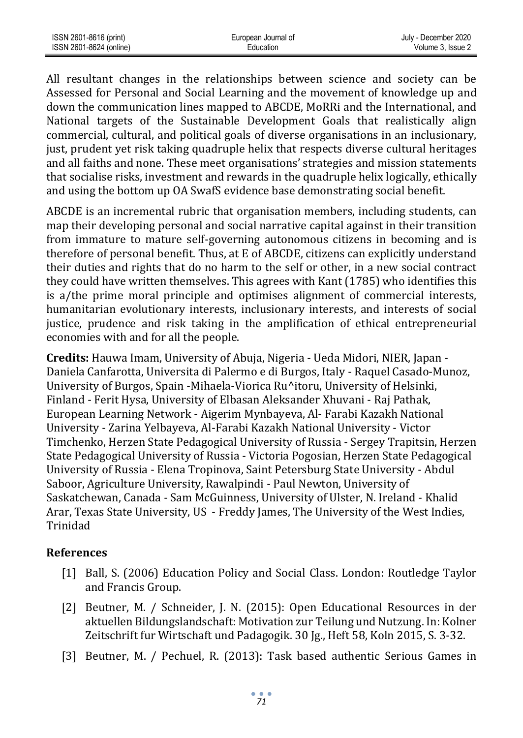All resultant changes in the relationships between science and society can be Assessed for Personal and Social Learning and the movement of knowledge up and down the communication lines mapped to ABCDE, MoRRi and the International, and National targets of the Sustainable Development Goals that realistically align commercial, cultural, and political goals of diverse organisations in an inclusionary, just, prudent yet risk taking quadruple helix that respects diverse cultural heritages and all faiths and none. These meet organisations' strategies and mission statements that socialise risks, investment and rewards in the quadruple helix logically, ethically and using the bottom up OA SwafS evidence base demonstrating social benefit.

ABCDE is an incremental rubric that organisation members, including students, can map their developing personal and social narrative capital against in their transition from immature to mature self-governing autonomous citizens in becoming and is therefore of personal benefit. Thus, at E of ABCDE, citizens can explicitly understand their duties and rights that do no harm to the self or other, in a new social contract they could have written themselves. This agrees with Kant (1785) who identifies this is a/the prime moral principle and optimises alignment of commercial interests, humanitarian evolutionary interests, inclusionary interests, and interests of social justice, prudence and risk taking in the amplification of ethical entrepreneurial economies with and for all the people.

**Credits:** Hauwa Imam, University of Abuja, Nigeria - Ueda Midori, NIER, Japan - Daniela Canfarotta, Universita di Palermo e di Burgos, Italy - Raquel Casado-Munoz, University of Burgos, Spain -Mihaela-Viorica Ru^itoru, University of Helsinki, Finland - Ferit Hysa, University of Elbasan Aleksander Xhuvani - Raj Pathak, European Learning Network - Aigerim Mynbayeva, Al- Farabi Kazakh National University - Zarina Yelbayeva, Al-Farabi Kazakh National University - Victor Timchenko, Herzen State Pedagogical University of Russia - Sergey Trapitsin, Herzen State Pedagogical University of Russia - Victoria Pogosian, Herzen State Pedagogical University of Russia - Elena Tropinova, Saint Petersburg State University - Abdul Saboor, Agriculture University, Rawalpindi - Paul Newton, University of Saskatchewan, Canada - Sam McGuinness, University of Ulster, N. Ireland - Khalid Arar, Texas State University, US - Freddy James, The University of the West Indies, Trinidad

## References

[1] Ball, S. (2006) Education Policy and Social Class. London: Routledge Taylor and Francis Group.

[2] Beutner, M. / Schneider, J. N. (2015): Open Educational Resources in der aktuellen Bildungslandschaft: Motivation zur Teilung und Nutzung. In: Kolner Zeitschrift fur Wirtschaft und Padagogik. 30 Jg., Heft 58, Koln 2015, S. 3-32.

[3] Beutner, M. / Pechuel, R. (2013): Task based authentic Serious Games in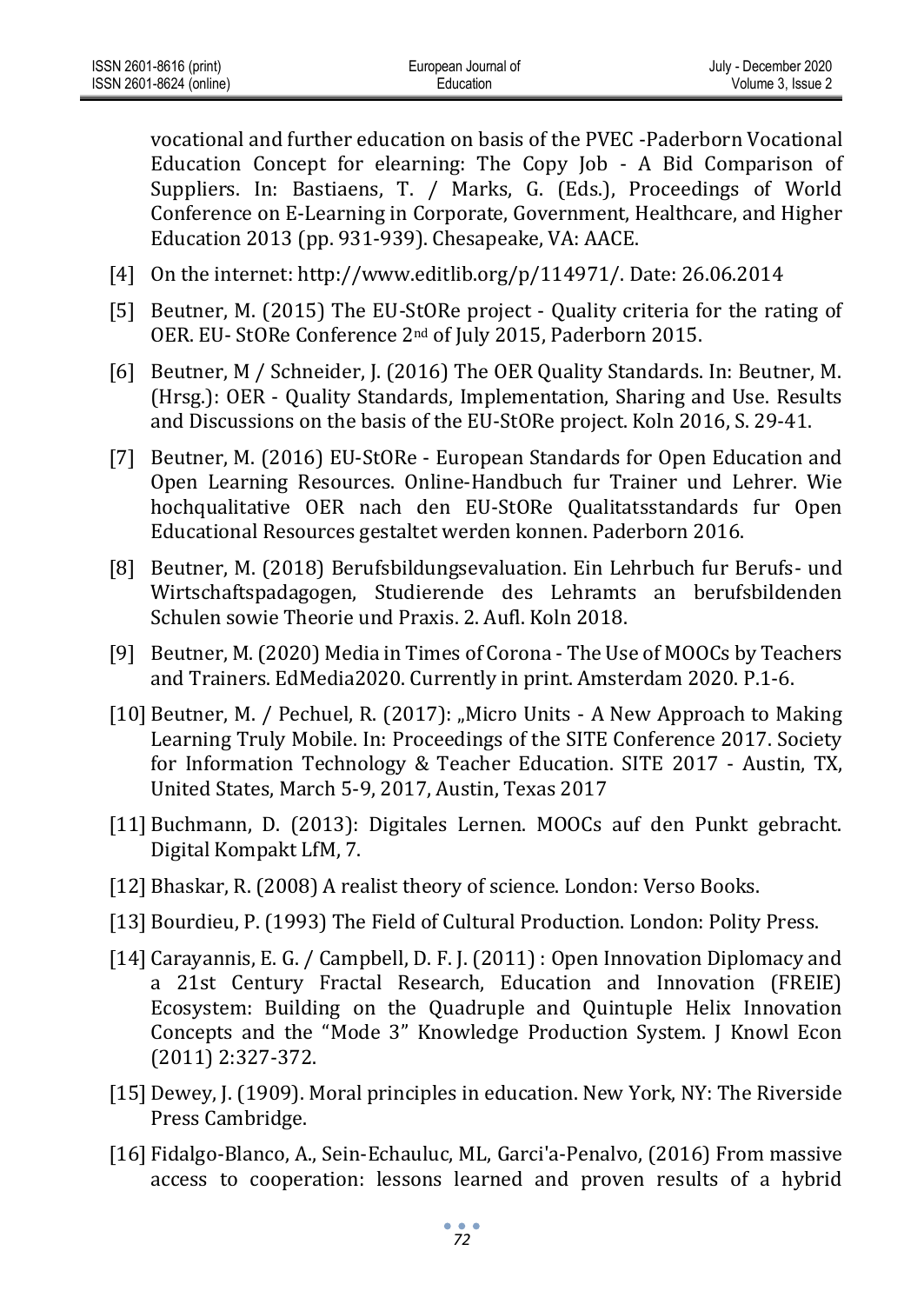vocational and further education on basis of the PVEC -Paderborn Vocational Education Concept for elearning: The Copy Job - A Bid Comparison of Suppliers. In: Bastiaens, T. / Marks, G. (Eds.), Proceedings of World Conference on E-Learning in Corporate, Government, Healthcare, and Higher Education 2013 (pp. 931-939). Chesapeake, VA: AACE.

[4] On the internet: http://www.editlib.org/p/114971/. Date: 26.06.2014

[5] Beutner, M. (2015) The EU-StORe project - Quality criteria for the rating of OER. EU- StORe Conference 2nd of July 2015, Paderborn 2015.

[6] Beutner, M / Schneider, J. (2016) The OER Quality Standards. In: Beutner, M. (Hrsg.): OER - Quality Standards, Implementation, Sharing and Use. Results and Discussions on the basis of the EU-StORe project. Koln 2016, S. 29-41.

[7] Beutner, M. (2016) EU-StORe - European Standards for Open Education and Open Learning Resources. Online-Handbuch fur Trainer und Lehrer. Wie hochqualitative OER nach den EU-StORe Qualitatsstandards fur Open Educational Resources gestaltet werden konnen. Paderborn 2016.

[8] Beutner, M. (2018) Berufsbildungsevaluation. Ein Lehrbuch fur Berufs- und Wirtschaftspadagogen, Studierende des Lehramts an berufsbildenden Schulen sowie Theorie und Praxis. 2. Aufl. Koln 2018.

[9] Beutner, M. (2020) Media in Times of Corona - The Use of MOOCs by Teachers and Trainers. EdMedia2020. Currently in print. Amsterdam 2020. P.1-6.

[10] Beutner, M. / Pechuel, R. (2017): „Micro Units - A New Approach to Making Learning Truly Mobile. In: Proceedings of the SITE Conference 2017. Society for Information Technology & Teacher Education. SITE 2017 - Austin, TX, United States, March 5-9, 2017, Austin, Texas 2017

[11] Buchmann, D. (2013): Digitales Lernen. MOOCs auf den Punkt gebracht. Digital Kompakt LfM, 7.

[12] Bhaskar, R. (2008) A realist theory of science. London: Verso Books.

[13] Bourdieu, P. (1993) The Field of Cultural Production. London: Polity Press.

[14] Carayannis, E. G. / Campbell, D. F. J. (2011) : Open Innovation Diplomacy and a 21st Century Fractal Research, Education and Innovation (FREIE) Ecosystem: Building on the Quadruple and Quintuple Helix Innovation Concepts and the "Mode 3" Knowledge Production System. J Knowl Econ (2011) 2:327-372.

[15] Dewey, J. (1909). Moral principles in education. New York, NY: The Riverside Press Cambridge.

[16] Fidalgo-Blanco, A., Sein-Echauluc, ML, Garci'a-Penalvo, (2016) From massive access to cooperation: lessons learned and proven results of a hybrid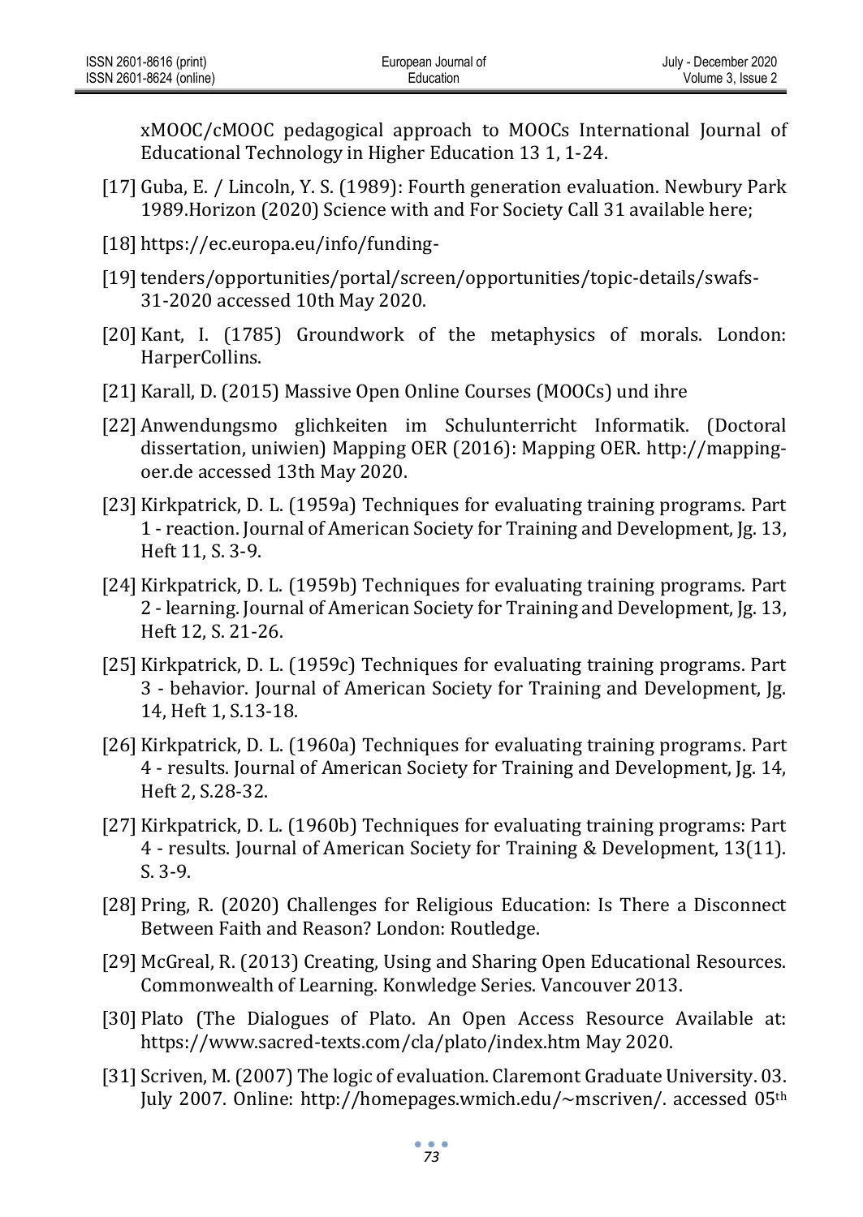xMOOC/cMOOC pedagogical approach to MOOCs International Journal of Educational Technology in Higher Education 13 1, 1-24.

[17] Guba, E. / Lincoln, Y. S. (1989): Fourth generation evaluation. Newbury Park 1989.Horizon (2020) Science with and For Society Call 31 available here;

[18] https://ec.europa.eu/info/funding-

[19] tenders/opportunities/portal/screen/opportunities/topic-details/swafs-31-2020 accessed 10th May 2020.

[20] Kant, I. (1785) Groundwork of the metaphysics of morals. London: HarperCollins.

[21] Karall, D. (2015) Massive Open Online Courses (MOOCs) und ihre

[22] Anwendungsmo glichkeiten im Schulunterricht Informatik. (Doctoral dissertation, uniwien) Mapping OER (2016): Mapping OER. http://mapping-oer.de accessed 13th May 2020.

[23] Kirkpatrick, D. L. (1959a) Techniques for evaluating training programs. Part 1 - reaction. Journal of American Society for Training and Development, Jg. 13, Heft 11, S. 3-9.

[24] Kirkpatrick, D. L. (1959b) Techniques for evaluating training programs. Part 2 - learning. Journal of American Society for Training and Development, Jg. 13, Heft 12, S. 21-26.

[25] Kirkpatrick, D. L. (1959c) Techniques for evaluating training programs. Part 3 - behavior. Journal of American Society for Training and Development, Jg. 14, Heft 1, S.13-18.

[26] Kirkpatrick, D. L. (1960a) Techniques for evaluating training programs. Part 4 - results. Journal of American Society for Training and Development, Jg. 14, Heft 2, S.28-32.

[27] Kirkpatrick, D. L. (1960b) Techniques for evaluating training programs: Part 4 - results. Journal of American Society for Training & Development, 13(11). S. 3-9.

[28] Pring, R. (2020) Challenges for Religious Education: Is There a Disconnect Between Faith and Reason? London: Routledge.

[29] McGreal, R. (2013) Creating, Using and Sharing Open Educational Resources. Commonwealth of Learning. Konwledge Series. Vancouver 2013.

[30] Plato (The Dialogues of Plato. An Open Access Resource Available at: https://www.sacred-texts.com/cla/plato/index.htm May 2020.

[31] Scriven, M. (2007) The logic of evaluation. Claremont Graduate University. 03. July 2007. Online: http://homepages.wmich.edu/~mscriven/. accessed 05th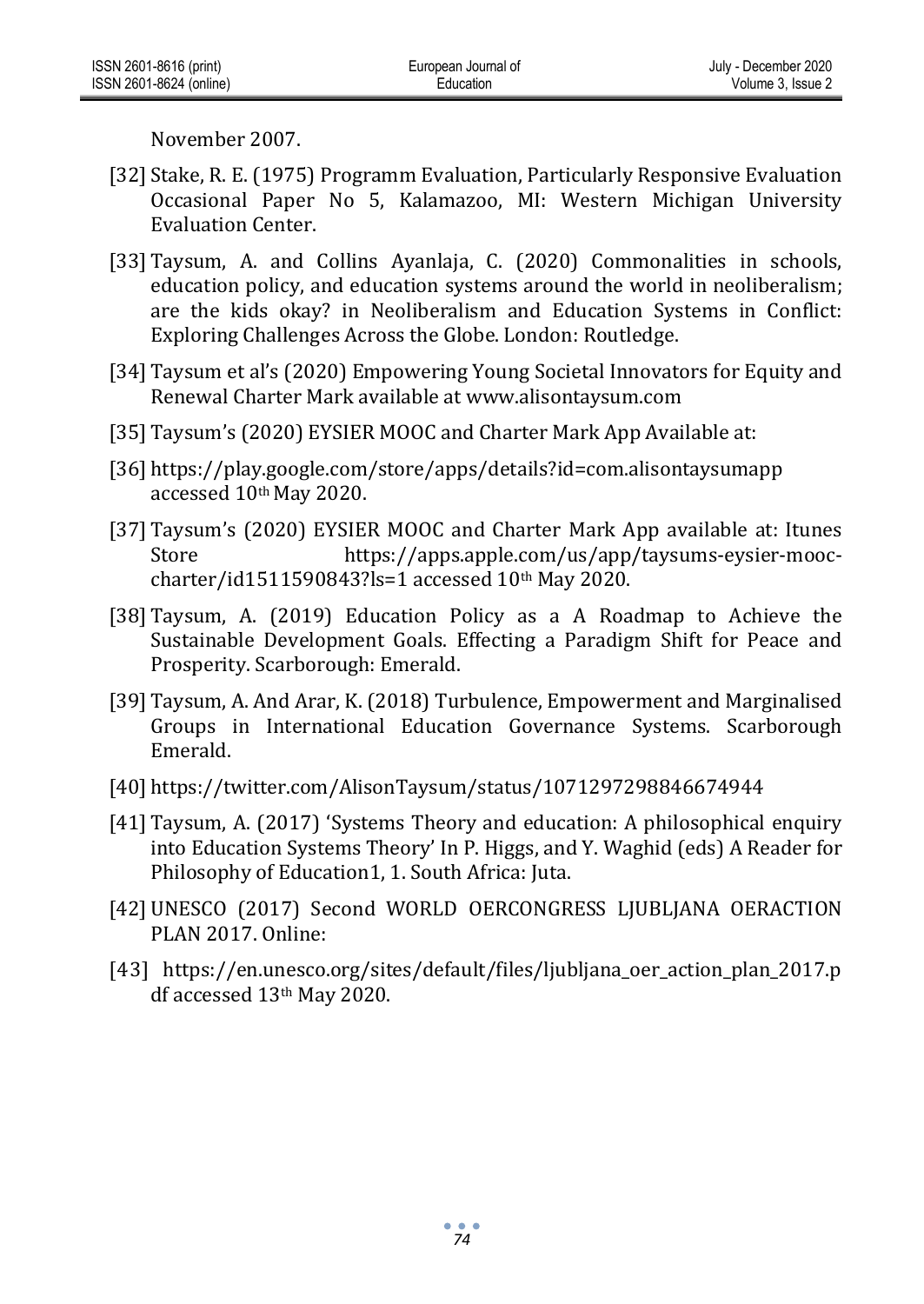November 2007.

[32] Stake, R. E. (1975) Programm Evaluation, Particularly Responsive Evaluation Occasional Paper No 5, Kalamazoo, MI: Western Michigan University Evaluation Center.

[33] Taysum, A. and Collins Ayanlaja, C. (2020) Commonalities in schools, education policy, and education systems around the world in neoliberalism; are the kids okay? in Neoliberalism and Education Systems in Conflict: Exploring Challenges Across the Globe. London: Routledge.

[34] Taysum et al's (2020) Empowering Young Societal Innovators for Equity and Renewal Charter Mark available at www.alisontaysum.com

[35] Taysum's (2020) EYSIER MOOC and Charter Mark App Available at:

[36] https://play.google.com/store/apps/details?id=com.alisontaysumapp accessed 10th May 2020.

[37] Taysum's (2020) EYSIER MOOC and Charter Mark App available at: Itunes Store https://apps.apple.com/us/app/taysums-eysier-mooc-charter/id1511590843?ls=1 accessed 10th May 2020.

[38] Taysum, A. (2019) Education Policy as a A Roadmap to Achieve the Sustainable Development Goals. Effecting a Paradigm Shift for Peace and Prosperity. Scarborough: Emerald.

[39] Taysum, A. And Arar, K. (2018) Turbulence, Empowerment and Marginalised Groups in International Education Governance Systems. Scarborough Emerald.

[40] https://twitter.com/AlisonTaysum/status/1071297298846674944

[41] Taysum, A. (2017) 'Systems Theory and education: A philosophical enquiry into Education Systems Theory' In P. Higgs, and Y. Waghid (eds) A Reader for Philosophy of Education1, 1. South Africa: Juta.

[42] UNESCO (2017) Second WORLD OERCONGRESS LJUBLJANA OERACTION PLAN 2017. Online:

[43] https://en.unesco.org/sites/default/files/ljubljana_oer_action_plan_2017.pdf accessed 13th May 2020.